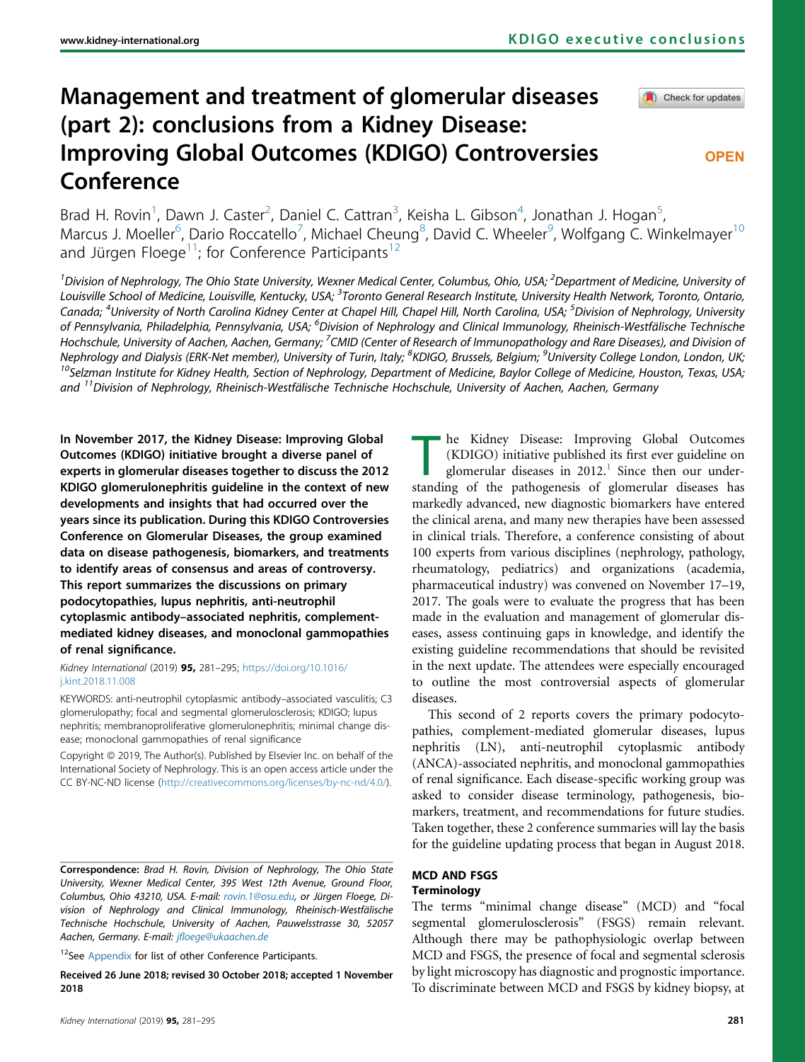# Management and treatment of glomerular diseases (part 2): conclusions from a Kidney Disease: Improving Global Outcomes (KDIGO) Controversies Conference

Brad H. Rovin[1], Dawn J. Caster[2], Daniel C. Cattran[3], Keisha L. Gibson[4], Jonathan J. Hogan[5], Marcus J. Moeller[6], Dario Roccatello[7], Michael Cheung[8], David C. Wheeler[9], Wolfgang C. Winkelmayer[10] and Jürgen Floege[11]; for Conference Participants[12]

[1]Division of Nephrology, The Ohio State University, Wexner Medical Center, Columbus, Ohio, USA; [2]Department of Medicine, University of Louisville School of Medicine, Louisville, Kentucky, USA; [3]Toronto General Research Institute, University Health Network, Toronto, Ontario, Canada; [4]University of North Carolina Kidney Center at Chapel Hill, Chapel Hill, North Carolina, USA; [5]Division of Nephrology, University of Pennsylvania, Philadelphia, Pennsylvania, USA; [6]Division of Nephrology and Clinical Immunology, Rheinisch-Westfälische Technische Hochschule, University of Aachen, Aachen, Germany; [7]CMID (Center of Research of Immunopathology and Rare Diseases), and Division of Nephrology and Dialysis (ERK-Net member), University of Turin, Italy; [8]KDIGO, Brussels, Belgium; [9]University College London, London, UK; [10]Selzman Institute for Kidney Health, Section of Nephrology, Department of Medicine, Baylor College of Medicine, Houston, Texas, USA; and [11]Division of Nephrology, Rheinisch-Westfälische Technische Hochschule, University of Aachen, Aachen, Germany

**In November 2017, the Kidney Disease: Improving Global Outcomes (KDIGO) initiative brought a diverse panel of experts in glomerular diseases together to discuss the 2012 KDIGO glomerulonephritis guideline in the context of new developments and insights that had occurred over the years since its publication. During this KDIGO Controversies Conference on Glomerular Diseases, the group examined data on disease pathogenesis, biomarkers, and treatments to identify areas of consensus and areas of controversy. This report summarizes the discussions on primary podocytopathies, lupus nephritis, anti-neutrophil cytoplasmic antibody–associated nephritis, complement-mediated kidney diseases, and monoclonal gammopathies of renal significance.**

*Kidney International* (2019) **95,** 281–295; https://doi.org/10.1016/j.kint.2018.11.008

KEYWORDS: anti-neutrophil cytoplasmic antibody–associated vasculitis; C3 glomerulopathy; focal and segmental glomerulosclerosis; KDIGO; lupus nephritis; membranoproliferative glomerulonephritis; minimal change disease; monoclonal gammopathies of renal significance

Copyright © 2019, The Author(s). Published by Elsevier Inc. on behalf of the International Society of Nephrology. This is an open access article under the CC BY-NC-ND license (http://creativecommons.org/licenses/by-nc-nd/4.0/).

**Correspondence:** *Brad H. Rovin, Division of Nephrology, The Ohio State University, Wexner Medical Center, 395 West 12th Avenue, Ground Floor, Columbus, Ohio 43210, USA. E-mail: rovin.1@osu.edu, or Jürgen Floege, Division of Nephrology and Clinical Immunology, Rheinisch-Westfälische Technische Hochschule, University of Aachen, Pauwelsstrasse 30, 52057 Aachen, Germany. E-mail: jfloege@ukaachen.de*

[12]See Appendix for list of other Conference Participants.

**Received 26 June 2018; revised 30 October 2018; accepted 1 November 2018**

The Kidney Disease: Improving Global Outcomes (KDIGO) initiative published its first ever guideline on glomerular diseases in 2012.[1] Since then our understanding of the pathogenesis of glomerular diseases has markedly advanced, new diagnostic biomarkers have entered the clinical arena, and many new therapies have been assessed in clinical trials. Therefore, a conference consisting of about 100 experts from various disciplines (nephrology, pathology, rheumatology, pediatrics) and organizations (academia, pharmaceutical industry) was convened on November 17–19, 2017. The goals were to evaluate the progress that has been made in the evaluation and management of glomerular diseases, assess continuing gaps in knowledge, and identify the existing guideline recommendations that should be revisited in the next update. The attendees were especially encouraged to outline the most controversial aspects of glomerular diseases.

This second of 2 reports covers the primary podocytopathies, complement-mediated glomerular diseases, lupus nephritis (LN), anti-neutrophil cytoplasmic antibody (ANCA)-associated nephritis, and monoclonal gammopathies of renal significance. Each disease-specific working group was asked to consider disease terminology, pathogenesis, biomarkers, treatment, and recommendations for future studies. Taken together, these 2 conference summaries will lay the basis for the guideline updating process that began in August 2018.

## MCD AND FSGS

### Terminology

The terms "minimal change disease" (MCD) and "focal segmental glomerulosclerosis" (FSGS) remain relevant. Although there may be pathophysiologic overlap between MCD and FSGS, the presence of focal and segmental sclerosis by light microscopy has diagnostic and prognostic importance. To discriminate between MCD and FSGS by kidney biopsy, at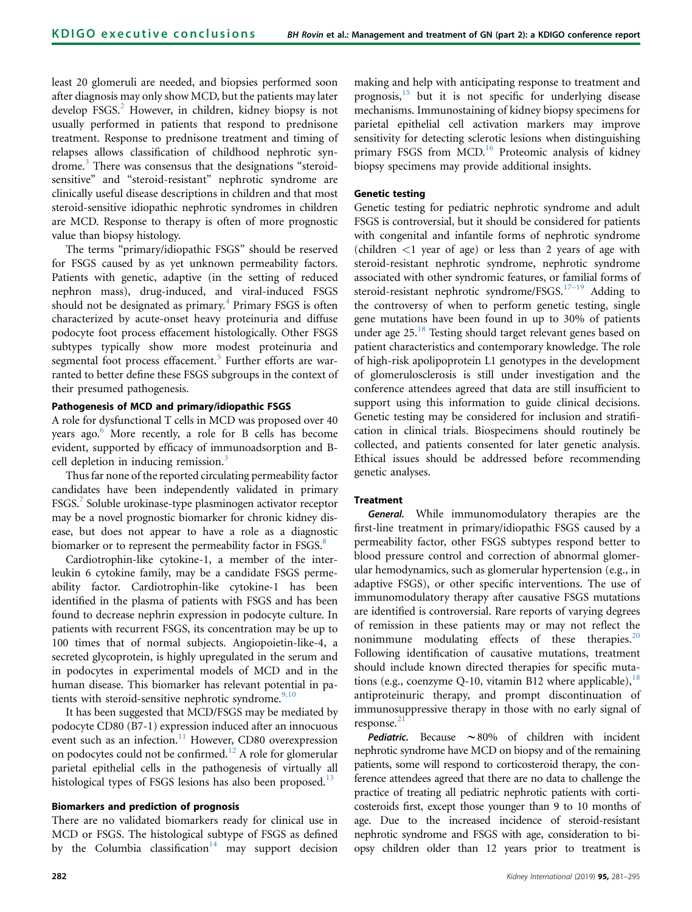least 20 glomeruli are needed, and biopsies performed soon after diagnosis may only show MCD, but the patients may later develop FSGS.[2] However, in children, kidney biopsy is not usually performed in patients that respond to prednisone treatment. Response to prednisone treatment and timing of relapses allows classification of childhood nephrotic syndrome.[3] There was consensus that the designations "steroid-sensitive" and "steroid-resistant" nephrotic syndrome are clinically useful disease descriptions in children and that most steroid-sensitive idiopathic nephrotic syndromes in children are MCD. Response to therapy is often of more prognostic value than biopsy histology.

The terms "primary/idiopathic FSGS" should be reserved for FSGS caused by as yet unknown permeability factors. Patients with genetic, adaptive (in the setting of reduced nephron mass), drug-induced, and viral-induced FSGS should not be designated as primary.[4] Primary FSGS is often characterized by acute-onset heavy proteinuria and diffuse podocyte foot process effacement histologically. Other FSGS subtypes typically show more modest proteinuria and segmental foot process effacement.[5] Further efforts are warranted to better define these FSGS subgroups in the context of their presumed pathogenesis.

### Pathogenesis of MCD and primary/idiopathic FSGS

A role for dysfunctional T cells in MCD was proposed over 40 years ago.[6] More recently, a role for B cells has become evident, supported by efficacy of immunoadsorption and B-cell depletion in inducing remission.[3]

Thus far none of the reported circulating permeability factor candidates have been independently validated in primary FSGS.[7] Soluble urokinase-type plasminogen activator receptor may be a novel prognostic biomarker for chronic kidney disease, but does not appear to have a role as a diagnostic biomarker or to represent the permeability factor in FSGS.[8]

Cardiotrophin-like cytokine-1, a member of the interleukin 6 cytokine family, may be a candidate FSGS permeability factor. Cardiotrophin-like cytokine-1 has been identified in the plasma of patients with FSGS and has been found to decrease nephrin expression in podocyte culture. In patients with recurrent FSGS, its concentration may be up to 100 times that of normal subjects. Angiopoietin-like-4, a secreted glycoprotein, is highly upregulated in the serum and in podocytes in experimental models of MCD and in the human disease. This biomarker has relevant potential in patients with steroid-sensitive nephrotic syndrome.[9,10]

It has been suggested that MCD/FSGS may be mediated by podocyte CD80 (B7-1) expression induced after an innocuous event such as an infection.[11] However, CD80 overexpression on podocytes could not be confirmed.[12] A role for glomerular parietal epithelial cells in the pathogenesis of virtually all histological types of FSGS lesions has also been proposed.[13]

### Biomarkers and prediction of prognosis

There are no validated biomarkers ready for clinical use in MCD or FSGS. The histological subtype of FSGS as defined by the Columbia classification[14] may support decision making and help with anticipating response to treatment and prognosis,[15] but it is not specific for underlying disease mechanisms. Immunostaining of kidney biopsy specimens for parietal epithelial cell activation markers may improve sensitivity for detecting sclerotic lesions when distinguishing primary FSGS from MCD.[16] Proteomic analysis of kidney biopsy specimens may provide additional insights.

### Genetic testing

Genetic testing for pediatric nephrotic syndrome and adult FSGS is controversial, but it should be considered for patients with congenital and infantile forms of nephrotic syndrome (children <1 year of age) or less than 2 years of age with steroid-resistant nephrotic syndrome, nephrotic syndrome associated with other syndromic features, or familial forms of steroid-resistant nephrotic syndrome/FSGS.[17–19] Adding to the controversy of when to perform genetic testing, single gene mutations have been found in up to 30% of patients under age 25.[18] Testing should target relevant genes based on patient characteristics and contemporary knowledge. The role of high-risk apolipoprotein L1 genotypes in the development of glomerulosclerosis is still under investigation and the conference attendees agreed that data are still insufficient to support using this information to guide clinical decisions. Genetic testing may be considered for inclusion and stratification in clinical trials. Biospecimens should routinely be collected, and patients consented for later genetic analysis. Ethical issues should be addressed before recommending genetic analyses.

### Treatment

***General.*** While immunomodulatory therapies are the first-line treatment in primary/idiopathic FSGS caused by a permeability factor, other FSGS subtypes respond better to blood pressure control and correction of abnormal glomerular hemodynamics, such as glomerular hypertension (e.g., in adaptive FSGS), or other specific interventions. The use of immunomodulatory therapy after causative FSGS mutations are identified is controversial. Rare reports of varying degrees of remission in these patients may or may not reflect the nonimmune modulating effects of these therapies.[20] Following identification of causative mutations, treatment should include known directed therapies for specific mutations (e.g., coenzyme Q-10, vitamin B12 where applicable),[18] antiproteinuric therapy, and prompt discontinuation of immunosuppressive therapy in those with no early signal of response.[21]

***Pediatric.*** Because ~80% of children with incident nephrotic syndrome have MCD on biopsy and of the remaining patients, some will respond to corticosteroid therapy, the conference attendees agreed that there are no data to challenge the practice of treating all pediatric nephrotic patients with corticosteroids first, except those younger than 9 to 10 months of age. Due to the increased incidence of steroid-resistant nephrotic syndrome and FSGS with age, consideration to biopsy children older than 12 years prior to treatment is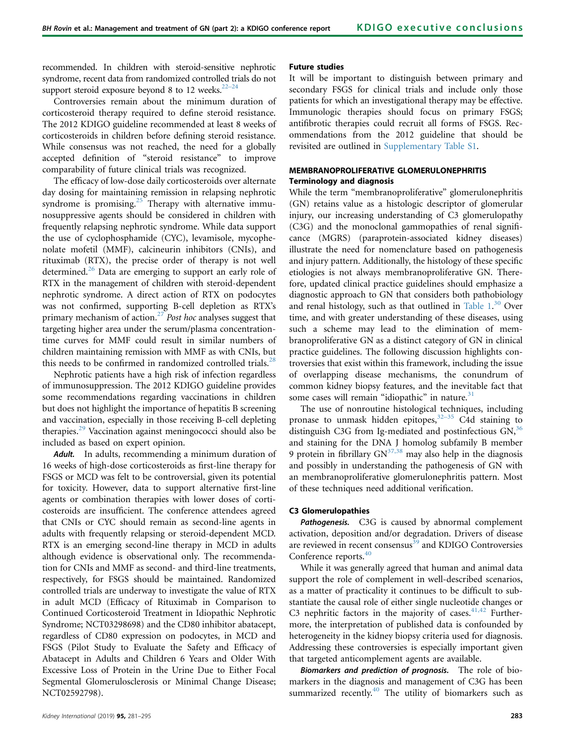recommended. In children with steroid-sensitive nephrotic syndrome, recent data from randomized controlled trials do not support steroid exposure beyond 8 to 12 weeks.[22–24]

Controversies remain about the minimum duration of corticosteroid therapy required to define steroid resistance. The 2012 KDIGO guideline recommended at least 8 weeks of corticosteroids in children before defining steroid resistance. While consensus was not reached, the need for a globally accepted definition of "steroid resistance" to improve comparability of future clinical trials was recognized.

The efficacy of low-dose daily corticosteroids over alternate day dosing for maintaining remission in relapsing nephrotic syndrome is promising.[25] Therapy with alternative immunosuppressive agents should be considered in children with frequently relapsing nephrotic syndrome. While data support the use of cyclophosphamide (CYC), levamisole, mycophenolate mofetil (MMF), calcineurin inhibitors (CNIs), and rituximab (RTX), the precise order of therapy is not well determined.[26] Data are emerging to support an early role of RTX in the management of children with steroid-dependent nephrotic syndrome. A direct action of RTX on podocytes was not confirmed, supporting B-cell depletion as RTX's primary mechanism of action.[27] *Post hoc* analyses suggest that targeting higher area under the serum/plasma concentration-time curves for MMF could result in similar numbers of children maintaining remission with MMF as with CNIs, but this needs to be confirmed in randomized controlled trials.[28]

Nephrotic patients have a high risk of infection regardless of immunosuppression. The 2012 KDIGO guideline provides some recommendations regarding vaccinations in children but does not highlight the importance of hepatitis B screening and vaccination, especially in those receiving B-cell depleting therapies.[29] Vaccination against meningococci should also be included as based on expert opinion.

***Adult.*** In adults, recommending a minimum duration of 16 weeks of high-dose corticosteroids as first-line therapy for FSGS or MCD was felt to be controversial, given its potential for toxicity. However, data to support alternative first-line agents or combination therapies with lower doses of corticosteroids are insufficient. The conference attendees agreed that CNIs or CYC should remain as second-line agents in adults with frequently relapsing or steroid-dependent MCD. RTX is an emerging second-line therapy in MCD in adults although evidence is observational only. The recommendation for CNIs and MMF as second- and third-line treatments, respectively, for FSGS should be maintained. Randomized controlled trials are underway to investigate the value of RTX in adult MCD (Efficacy of Rituximab in Comparison to Continued Corticosteroid Treatment in Idiopathic Nephrotic Syndrome; NCT03298698) and the CD80 inhibitor abatacept, regardless of CD80 expression on podocytes, in MCD and FSGS (Pilot Study to Evaluate the Safety and Efficacy of Abatacept in Adults and Children 6 Years and Older With Excessive Loss of Protein in the Urine Due to Either Focal Segmental Glomerulosclerosis or Minimal Change Disease; NCT02592798).

#### Future studies

It will be important to distinguish between primary and secondary FSGS for clinical trials and include only those patients for which an investigational therapy may be effective. Immunologic therapies should focus on primary FSGS; antifibrotic therapies could recruit all forms of FSGS. Recommendations from the 2012 guideline that should be revisited are outlined in Supplementary Table S1.

## MEMBRANOPROLIFERATIVE GLOMERULONEPHRITIS

### Terminology and diagnosis

While the term "membranoproliferative" glomerulonephritis (GN) retains value as a histologic descriptor of glomerular injury, our increasing understanding of C3 glomerulopathy (C3G) and the monoclonal gammopathies of renal significance (MGRS) (paraprotein-associated kidney diseases) illustrate the need for nomenclature based on pathogenesis and injury pattern. Additionally, the histology of these specific etiologies is not always membranoproliferative GN. Therefore, updated clinical practice guidelines should emphasize a diagnostic approach to GN that considers both pathobiology and renal histology, such as that outlined in Table 1.[30] Over time, and with greater understanding of these diseases, using such a scheme may lead to the elimination of membranoproliferative GN as a distinct category of GN in clinical practice guidelines. The following discussion highlights controversies that exist within this framework, including the issue of overlapping disease mechanisms, the conundrum of common kidney biopsy features, and the inevitable fact that some cases will remain "idiopathic" in nature.[31]

The use of nonroutine histological techniques, including pronase to unmask hidden epitopes,[32–35] C4d staining to distinguish C3G from Ig-mediated and postinfectious GN,[36] and staining for the DNA J homolog subfamily B member 9 protein in fibrillary GN[37,38] may also help in the diagnosis and possibly in understanding the pathogenesis of GN with an membranoproliferative glomerulonephritis pattern. Most of these techniques need additional verification.

### C3 Glomerulopathies

***Pathogenesis.*** C3G is caused by abnormal complement activation, deposition and/or degradation. Drivers of disease are reviewed in recent consensus[39] and KDIGO Controversies Conference reports.[40]

While it was generally agreed that human and animal data support the role of complement in well-described scenarios, as a matter of practicality it continues to be difficult to substantiate the causal role of either single nucleotide changes or C3 nephritic factors in the majority of cases.[41,42] Furthermore, the interpretation of published data is confounded by heterogeneity in the kidney biopsy criteria used for diagnosis. Addressing these controversies is especially important given that targeted anticomplement agents are available.

***Biomarkers and prediction of prognosis.*** The role of biomarkers in the diagnosis and management of C3G has been summarized recently.[40] The utility of biomarkers such as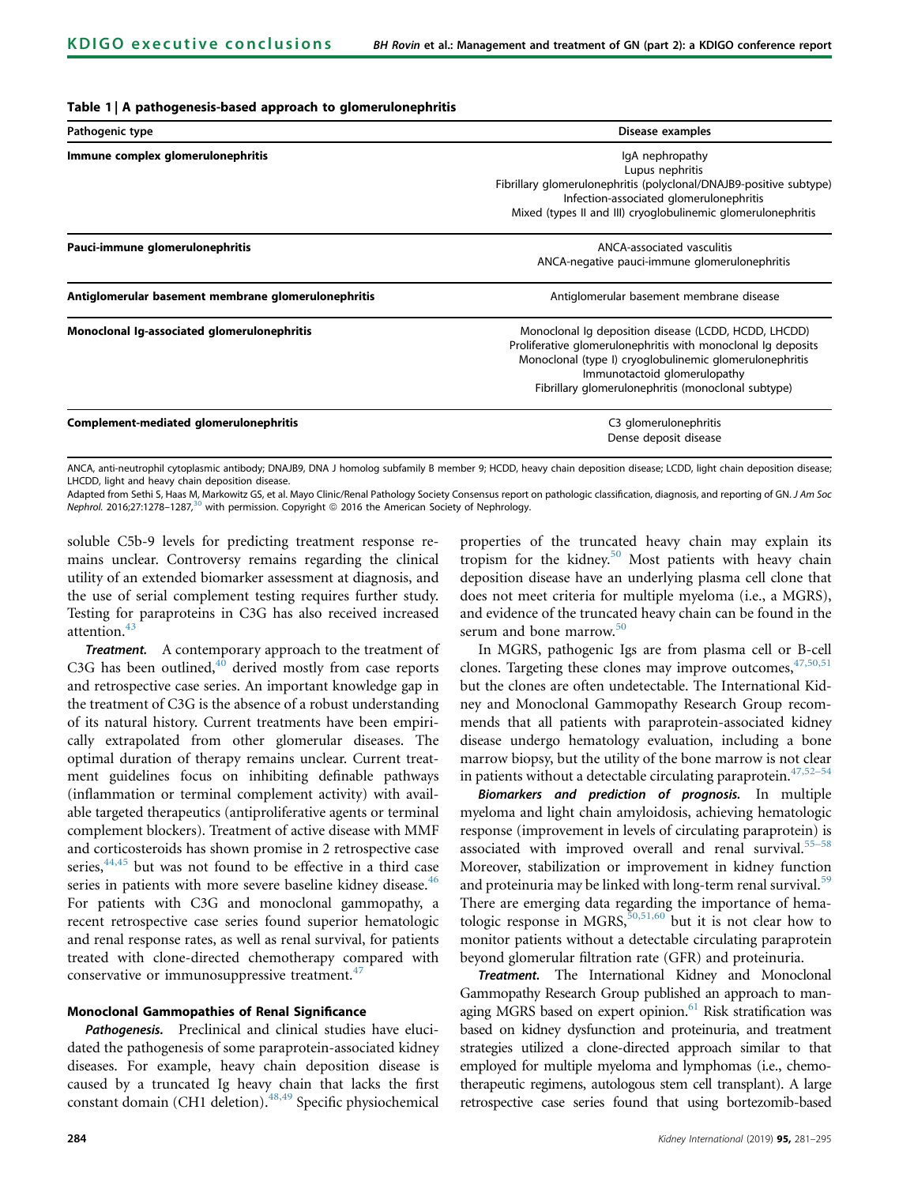**Table 1 | A pathogenesis-based approach to glomerulonephritis**

| Pathogenic type | Disease examples |
|---|---|
| **Immune complex glomerulonephritis** | IgA nephropathy<br>Lupus nephritis<br>Fibrillary glomerulonephritis (polyclonal/DNAJB9-positive subtype)<br>Infection-associated glomerulonephritis<br>Mixed (types II and III) cryoglobulinemic glomerulonephritis |
| **Pauci-immune glomerulonephritis** | ANCA-associated vasculitis<br>ANCA-negative pauci-immune glomerulonephritis |
| **Antiglomerular basement membrane glomerulonephritis** | Antiglomerular basement membrane disease |
| **Monoclonal Ig-associated glomerulonephritis** | Monoclonal Ig deposition disease (LCDD, HCDD, LHCDD)<br>Proliferative glomerulonephritis with monoclonal Ig deposits<br>Monoclonal (type I) cryoglobulinemic glomerulonephritis<br>Immunotactoid glomerulopathy<br>Fibrillary glomerulonephritis (monoclonal subtype) |
| **Complement-mediated glomerulonephritis** | C3 glomerulonephritis<br>Dense deposit disease |

ANCA, anti-neutrophil cytoplasmic antibody; DNAJB9, DNA J homolog subfamily B member 9; HCDD, heavy chain deposition disease; LCDD, light chain deposition disease; LHCDD, light and heavy chain deposition disease.

Adapted from Sethi S, Haas M, Markowitz GS, et al. Mayo Clinic/Renal Pathology Society Consensus report on pathologic classification, diagnosis, and reporting of GN. *J Am Soc Nephrol.* 2016;27:1278–1287,[30] with permission. Copyright © 2016 the American Society of Nephrology.

soluble C5b-9 levels for predicting treatment response remains unclear. Controversy remains regarding the clinical utility of an extended biomarker assessment at diagnosis, and the use of serial complement testing requires further study. Testing for paraproteins in C3G has also received increased attention.[43]

***Treatment.*** A contemporary approach to the treatment of C3G has been outlined,[40] derived mostly from case reports and retrospective case series. An important knowledge gap in the treatment of C3G is the absence of a robust understanding of its natural history. Current treatments have been empirically extrapolated from other glomerular diseases. The optimal duration of therapy remains unclear. Current treatment guidelines focus on inhibiting definable pathways (inflammation or terminal complement activity) with available targeted therapeutics (antiproliferative agents or terminal complement blockers). Treatment of active disease with MMF and corticosteroids has shown promise in 2 retrospective case series,[44,45] but was not found to be effective in a third case series in patients with more severe baseline kidney disease.[46] For patients with C3G and monoclonal gammopathy, a recent retrospective case series found superior hematologic and renal response rates, as well as renal survival, for patients treated with clone-directed chemotherapy compared with conservative or immunosuppressive treatment.[47]

### Monoclonal Gammopathies of Renal Significance

***Pathogenesis.*** Preclinical and clinical studies have elucidated the pathogenesis of some paraprotein-associated kidney diseases. For example, heavy chain deposition disease is caused by a truncated Ig heavy chain that lacks the first constant domain (CH1 deletion).[48,49] Specific physiochemical properties of the truncated heavy chain may explain its tropism for the kidney.[50] Most patients with heavy chain deposition disease have an underlying plasma cell clone that does not meet criteria for multiple myeloma (i.e., a MGRS), and evidence of the truncated heavy chain can be found in the serum and bone marrow.[50]

In MGRS, pathogenic Igs are from plasma cell or B-cell clones. Targeting these clones may improve outcomes,[47,50,51] but the clones are often undetectable. The International Kidney and Monoclonal Gammopathy Research Group recommends that all patients with paraprotein-associated kidney disease undergo hematology evaluation, including a bone marrow biopsy, but the utility of the bone marrow is not clear in patients without a detectable circulating paraprotein.[47,52–54]

***Biomarkers and prediction of prognosis.*** In multiple myeloma and light chain amyloidosis, achieving hematologic response (improvement in levels of circulating paraprotein) is associated with improved overall and renal survival.[55–58] Moreover, stabilization or improvement in kidney function and proteinuria may be linked with long-term renal survival.[59] There are emerging data regarding the importance of hematologic response in MGRS,[50,51,60] but it is not clear how to monitor patients without a detectable circulating paraprotein beyond glomerular filtration rate (GFR) and proteinuria.

***Treatment.*** The International Kidney and Monoclonal Gammopathy Research Group published an approach to managing MGRS based on expert opinion.[61] Risk stratification was based on kidney dysfunction and proteinuria, and treatment strategies utilized a clone-directed approach similar to that employed for multiple myeloma and lymphomas (i.e., chemotherapeutic regimens, autologous stem cell transplant). A large retrospective case series found that using bortezomib-based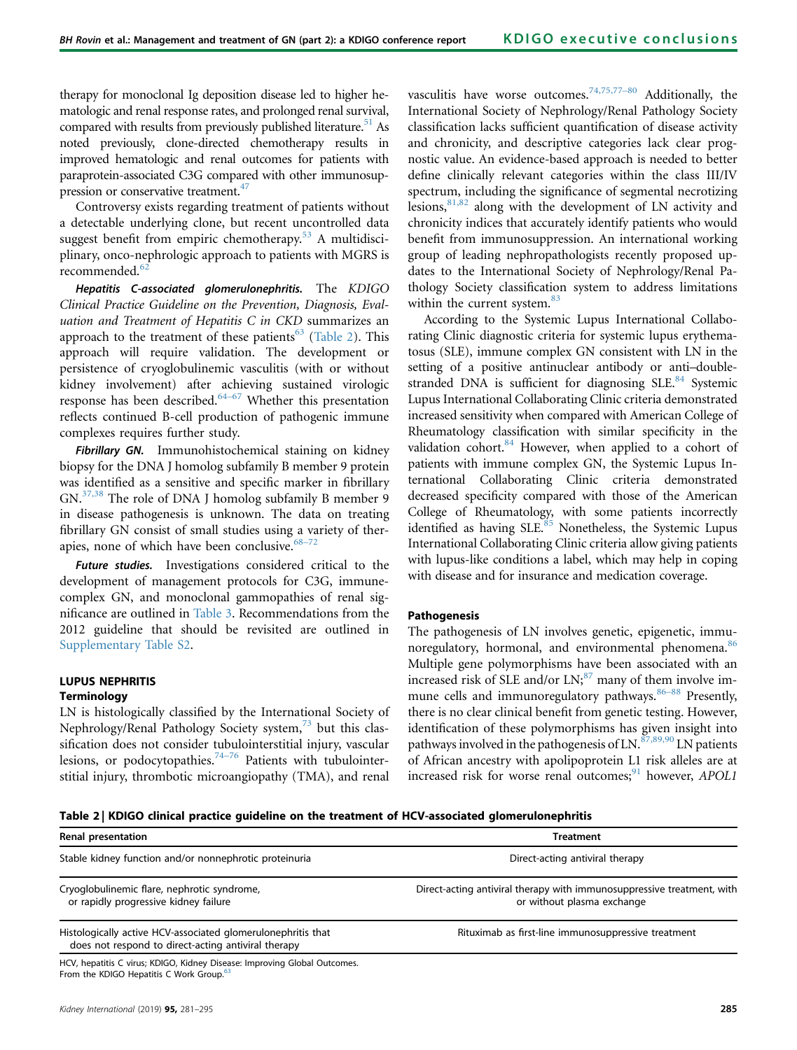therapy for monoclonal Ig deposition disease led to higher hematologic and renal response rates, and prolonged renal survival, compared with results from previously published literature.[51] As noted previously, clone-directed chemotherapy results in improved hematologic and renal outcomes for patients with paraprotein-associated C3G compared with other immunosuppression or conservative treatment.[47]

Controversy exists regarding treatment of patients without a detectable underlying clone, but recent uncontrolled data suggest benefit from empiric chemotherapy.[53] A multidisciplinary, onco-nephrologic approach to patients with MGRS is recommended.[62]

***Hepatitis C-associated glomerulonephritis.*** The *KDIGO Clinical Practice Guideline on the Prevention, Diagnosis, Evaluation and Treatment of Hepatitis C in CKD* summarizes an approach to the treatment of these patients[63] (Table 2). This approach will require validation. The development or persistence of cryoglobulinemic vasculitis (with or without kidney involvement) after achieving sustained virologic response has been described.[64–67] Whether this presentation reflects continued B-cell production of pathogenic immune complexes requires further study.

***Fibrillary GN.*** Immunohistochemical staining on kidney biopsy for the DNA J homolog subfamily B member 9 protein was identified as a sensitive and specific marker in fibrillary GN.[37,38] The role of DNA J homolog subfamily B member 9 in disease pathogenesis is unknown. The data on treating fibrillary GN consist of small studies using a variety of therapies, none of which have been conclusive.[68–72]

***Future studies.*** Investigations considered critical to the development of management protocols for C3G, immune-complex GN, and monoclonal gammopathies of renal significance are outlined in Table 3. Recommendations from the 2012 guideline that should be revisited are outlined in Supplementary Table S2.

## LUPUS NEPHRITIS

### Terminology

LN is histologically classified by the International Society of Nephrology/Renal Pathology Society system,[73] but this classification does not consider tubulointerstitial injury, vascular lesions, or podocytopathies.[74–76] Patients with tubulointerstitial injury, thrombotic microangiopathy (TMA), and renal vasculitis have worse outcomes.[74,75,77–80] Additionally, the International Society of Nephrology/Renal Pathology Society classification lacks sufficient quantification of disease activity and chronicity, and descriptive categories lack clear prognostic value. An evidence-based approach is needed to better define clinically relevant categories within the class III/IV spectrum, including the significance of segmental necrotizing lesions,[81,82] along with the development of LN activity and chronicity indices that accurately identify patients who would benefit from immunosuppression. An international working group of leading nephropathologists recently proposed updates to the International Society of Nephrology/Renal Pathology Society classification system to address limitations within the current system.[83]

According to the Systemic Lupus International Collaborating Clinic diagnostic criteria for systemic lupus erythematosus (SLE), immune complex GN consistent with LN in the setting of a positive antinuclear antibody or anti–double-stranded DNA is sufficient for diagnosing SLE.[84] Systemic Lupus International Collaborating Clinic criteria demonstrated increased sensitivity when compared with American College of Rheumatology classification with similar specificity in the validation cohort.[84] However, when applied to a cohort of patients with immune complex GN, the Systemic Lupus International Collaborating Clinic criteria demonstrated decreased specificity compared with those of the American College of Rheumatology, with some patients incorrectly identified as having SLE.[85] Nonetheless, the Systemic Lupus International Collaborating Clinic criteria allow giving patients with lupus-like conditions a label, which may help in coping with disease and for insurance and medication coverage.

### Pathogenesis

The pathogenesis of LN involves genetic, epigenetic, immunoregulatory, hormonal, and environmental phenomena.[86] Multiple gene polymorphisms have been associated with an increased risk of SLE and/or LN;[87] many of them involve immune cells and immunoregulatory pathways.[86–88] Presently, there is no clear clinical benefit from genetic testing. However, identification of these polymorphisms has given insight into pathways involved in the pathogenesis of LN.[87,89,90] LN patients of African ancestry with apolipoprotein L1 risk alleles are at increased risk for worse renal outcomes;[91] however, *APOL1*

**Table 2 | KDIGO clinical practice guideline on the treatment of HCV-associated glomerulonephritis**

| Renal presentation | Treatment |
| --- | --- |
| Stable kidney function and/or nonnephrotic proteinuria | Direct-acting antiviral therapy |
| Cryoglobulinemic flare, nephrotic syndrome, or rapidly progressive kidney failure | Direct-acting antiviral therapy with immunosuppressive treatment, with or without plasma exchange |
| Histologically active HCV-associated glomerulonephritis that does not respond to direct-acting antiviral therapy | Rituximab as first-line immunosuppressive treatment |

HCV, hepatitis C virus; KDIGO, Kidney Disease: Improving Global Outcomes.
From the KDIGO Hepatitis C Work Group.[63]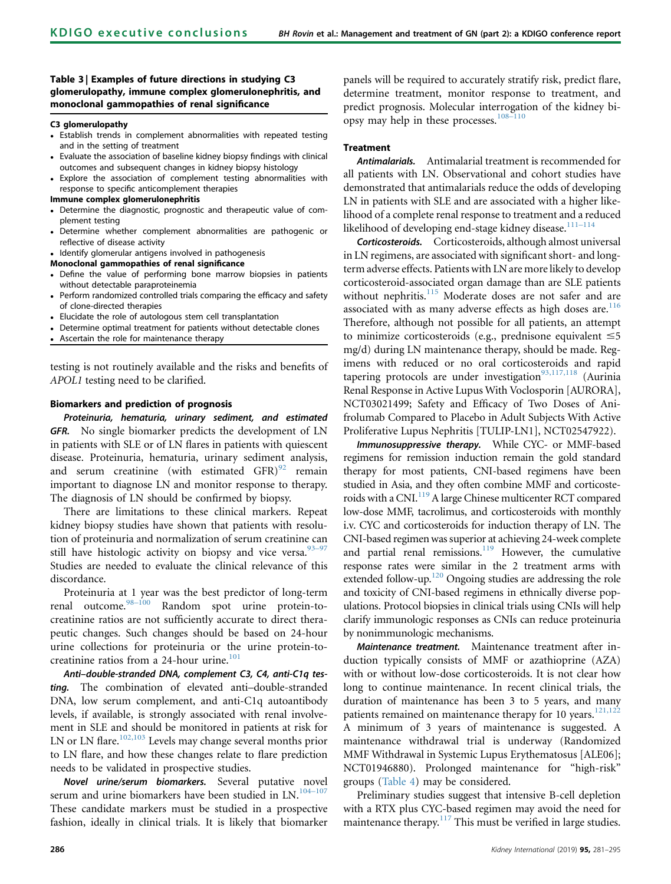**Table 3 | Examples of future directions in studying C3 glomerulopathy, immune complex glomerulonephritis, and monoclonal gammopathies of renal significance**

**C3 glomerulopathy**

- Establish trends in complement abnormalities with repeated testing and in the setting of treatment
- Evaluate the association of baseline kidney biopsy findings with clinical outcomes and subsequent changes in kidney biopsy histology
- Explore the association of complement testing abnormalities with response to specific anticomplement therapies

**Immune complex glomerulonephritis**

- Determine the diagnostic, prognostic and therapeutic value of complement testing
- Determine whether complement abnormalities are pathogenic or reflective of disease activity
- Identify glomerular antigens involved in pathogenesis

**Monoclonal gammopathies of renal significance**

- Define the value of performing bone marrow biopsies in patients without detectable paraproteinemia
- Perform randomized controlled trials comparing the efficacy and safety of clone-directed therapies
- Elucidate the role of autologous stem cell transplantation
- Determine optimal treatment for patients without detectable clones
- Ascertain the role for maintenance therapy

testing is not routinely available and the risks and benefits of *APOL1* testing need to be clarified.

### Biomarkers and prediction of prognosis

***Proteinuria, hematuria, urinary sediment, and estimated GFR.*** No single biomarker predicts the development of LN in patients with SLE or of LN flares in patients with quiescent disease. Proteinuria, hematuria, urinary sediment analysis, and serum creatinine (with estimated GFR)[92] remain important to diagnose LN and monitor response to therapy. The diagnosis of LN should be confirmed by biopsy.

There are limitations to these clinical markers. Repeat kidney biopsy studies have shown that patients with resolution of proteinuria and normalization of serum creatinine can still have histologic activity on biopsy and vice versa.[93–97] Studies are needed to evaluate the clinical relevance of this discordance.

Proteinuria at 1 year was the best predictor of long-term renal outcome.[98–100] Random spot urine protein-to-creatinine ratios are not sufficiently accurate to direct therapeutic changes. Such changes should be based on 24-hour urine collections for proteinuria or the urine protein-to-creatinine ratios from a 24-hour urine.[101]

***Anti–double-stranded DNA, complement C3, C4, anti-C1q testing.*** The combination of elevated anti–double-stranded DNA, low serum complement, and anti-C1q autoantibody levels, if available, is strongly associated with renal involvement in SLE and should be monitored in patients at risk for LN or LN flare.[102,103] Levels may change several months prior to LN flare, and how these changes relate to flare prediction needs to be validated in prospective studies.

***Novel urine/serum biomarkers.*** Several putative novel serum and urine biomarkers have been studied in LN.[104–107] These candidate markers must be studied in a prospective fashion, ideally in clinical trials. It is likely that biomarker panels will be required to accurately stratify risk, predict flare, determine treatment, monitor response to treatment, and predict prognosis. Molecular interrogation of the kidney biopsy may help in these processes.[108–110]

### Treatment

***Antimalarials.*** Antimalarial treatment is recommended for all patients with LN. Observational and cohort studies have demonstrated that antimalarials reduce the odds of developing LN in patients with SLE and are associated with a higher likelihood of a complete renal response to treatment and a reduced likelihood of developing end-stage kidney disease.[111–114]

***Corticosteroids.*** Corticosteroids, although almost universal in LN regimens, are associated with significant short- and long-term adverse effects. Patients with LN are more likely to develop corticosteroid-associated organ damage than are SLE patients without nephritis.[115] Moderate doses are not safer and are associated with as many adverse effects as high doses are.[116] Therefore, although not possible for all patients, an attempt to minimize corticosteroids (e.g., prednisone equivalent $\leq$5 mg/d) during LN maintenance therapy, should be made. Regimens with reduced or no oral corticosteroids and rapid tapering protocols are under investigation[93,117,118] (Aurinia Renal Response in Active Lupus With Voclosporin [AURORA], NCT03021499; Safety and Efficacy of Two Doses of Anifrolumab Compared to Placebo in Adult Subjects With Active Proliferative Lupus Nephritis [TULIP-LN1], NCT02547922).

***Immunosuppressive therapy.*** While CYC- or MMF-based regimens for remission induction remain the gold standard therapy for most patients, CNI-based regimens have been studied in Asia, and they often combine MMF and corticosteroids with a CNI.[119] A large Chinese multicenter RCT compared low-dose MMF, tacrolimus, and corticosteroids with monthly i.v. CYC and corticosteroids for induction therapy of LN. The CNI-based regimen was superior at achieving 24-week complete and partial renal remissions.[119] However, the cumulative response rates were similar in the 2 treatment arms with extended follow-up.[120] Ongoing studies are addressing the role and toxicity of CNI-based regimens in ethnically diverse populations. Protocol biopsies in clinical trials using CNIs will help clarify immunologic responses as CNIs can reduce proteinuria by nonimmunologic mechanisms.

***Maintenance treatment.*** Maintenance treatment after induction typically consists of MMF or azathioprine (AZA) with or without low-dose corticosteroids. It is not clear how long to continue maintenance. In recent clinical trials, the duration of maintenance has been 3 to 5 years, and many patients remained on maintenance therapy for 10 years.[121,122] A minimum of 3 years of maintenance is suggested. A maintenance withdrawal trial is underway (Randomized MMF Withdrawal in Systemic Lupus Erythematosus [ALE06]; NCT01946880). Prolonged maintenance for "high-risk" groups (Table 4) may be considered.

Preliminary studies suggest that intensive B-cell depletion with a RTX plus CYC-based regimen may avoid the need for maintenance therapy.[117] This must be verified in large studies.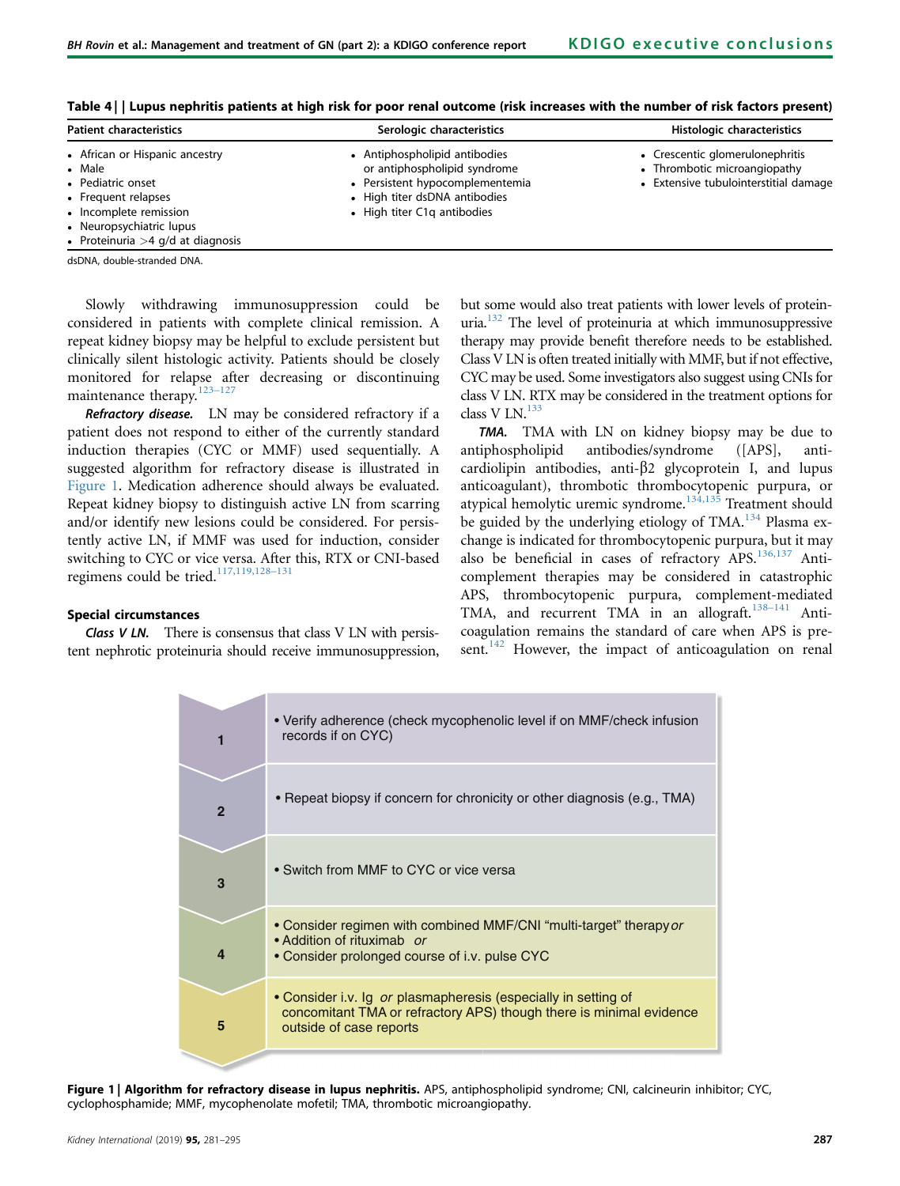**Table 4 | Lupus nephritis patients at high risk for poor renal outcome (risk increases with the number of risk factors present)**

| Patient characteristics | Serologic characteristics | Histologic characteristics |
| --- | --- | --- |
| • African or Hispanic ancestry<br>• Male<br>• Pediatric onset<br>• Frequent relapses<br>• Incomplete remission<br>• Neuropsychiatric lupus<br>• Proteinuria >4 g/d at diagnosis | • Antiphospholipid antibodies or antiphospholipid syndrome<br>• Persistent hypocomplementemia<br>• High titer dsDNA antibodies<br>• High titer C1q antibodies | • Crescentic glomerulonephritis<br>• Thrombotic microangiopathy<br>• Extensive tubulointerstitial damage |

dsDNA, double-stranded DNA.

Slowly withdrawing immunosuppression could be considered in patients with complete clinical remission. A repeat kidney biopsy may be helpful to exclude persistent but clinically silent histologic activity. Patients should be closely monitored for relapse after decreasing or discontinuing maintenance therapy.[123–127]

***Refractory disease.*** LN may be considered refractory if a patient does not respond to either of the currently standard induction therapies (CYC or MMF) used sequentially. A suggested algorithm for refractory disease is illustrated in Figure 1. Medication adherence should always be evaluated. Repeat kidney biopsy to distinguish active LN from scarring and/or identify new lesions could be considered. For persistently active LN, if MMF was used for induction, consider switching to CYC or vice versa. After this, RTX or CNI-based regimens could be tried.[117,119,128–131]

### Special circumstances

***Class V LN.*** There is consensus that class V LN with persistent nephrotic proteinuria should receive immunosuppression, but some would also treat patients with lower levels of proteinuria.[132] The level of proteinuria at which immunosuppressive therapy may provide benefit therefore needs to be established. Class V LN is often treated initially with MMF, but if not effective, CYC may be used. Some investigators also suggest using CNIs for class V LN. RTX may be considered in the treatment options for class V LN.[133]

***TMA.*** TMA with LN on kidney biopsy may be due to antiphospholipid antibodies/syndrome ([APS], anti-cardiolipin antibodies, anti-β2 glycoprotein I, and lupus anticoagulant), thrombotic thrombocytopenic purpura, or atypical hemolytic uremic syndrome.[134,135] Treatment should be guided by the underlying etiology of TMA.[134] Plasma exchange is indicated for thrombocytopenic purpura, but it may also be beneficial in cases of refractory APS.[136,137] Anti-complement therapies may be considered in catastrophic APS, thrombocytopenic purpura, complement-mediated TMA, and recurrent TMA in an allograft.[138–141] Anti-coagulation remains the standard of care when APS is present.[142] However, the impact of anticoagulation on renal

| Step | |
| --- | --- |
| 1 | • Verify adherence (check mycophenolic level if on MMF/check infusion records if on CYC) |
| 2 | • Repeat biopsy if concern for chronicity or other diagnosis (e.g., TMA) |
| 3 | • Switch from MMF to CYC or vice versa |
| 4 | • Consider regimen with combined MMF/CNI "multi-target" therapy *or*<br>• Addition of rituximab *or*<br>• Consider prolonged course of i.v. pulse CYC |
| 5 | • Consider i.v. Ig *or* plasmapheresis (especially in setting of concomitant TMA or refractory APS) though there is minimal evidence outside of case reports |

**Figure 1 | Algorithm for refractory disease in lupus nephritis.** APS, antiphospholipid syndrome; CNI, calcineurin inhibitor; CYC, cyclophosphamide; MMF, mycophenolate mofetil; TMA, thrombotic microangiopathy.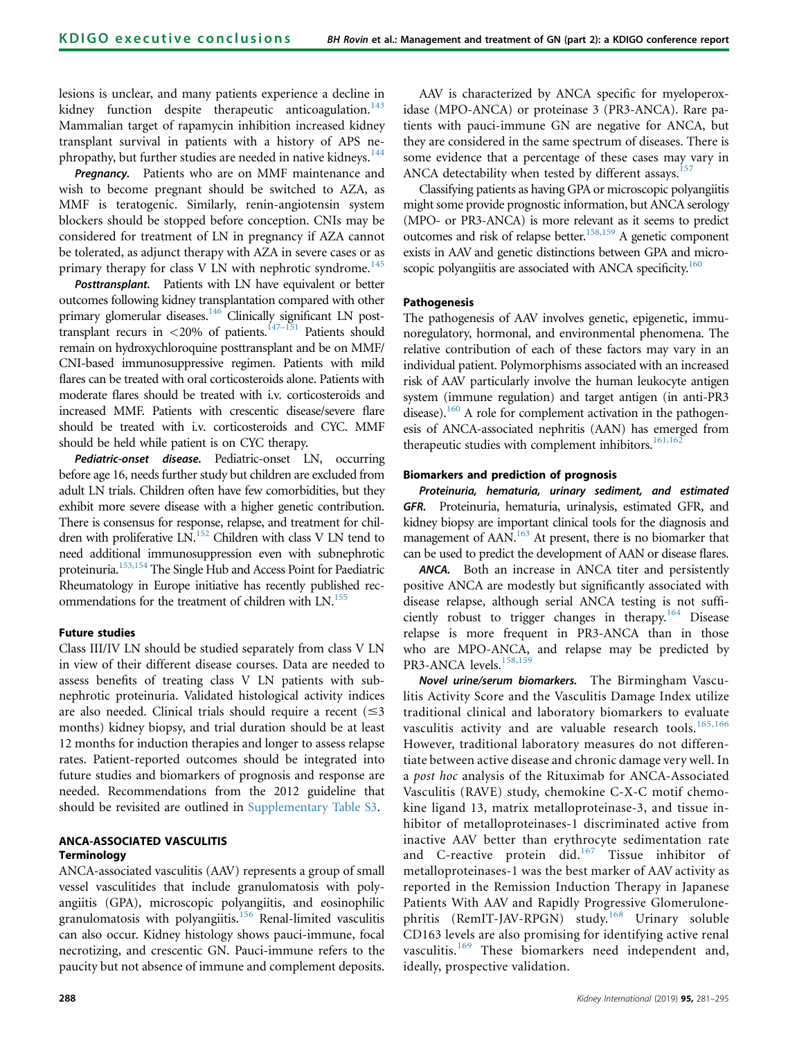lesions is unclear, and many patients experience a decline in kidney function despite therapeutic anticoagulation.[143] Mammalian target of rapamycin inhibition increased kidney transplant survival in patients with a history of APS nephropathy, but further studies are needed in native kidneys.[144]

***Pregnancy.*** Patients who are on MMF maintenance and wish to become pregnant should be switched to AZA, as MMF is teratogenic. Similarly, renin-angiotensin system blockers should be stopped before conception. CNIs may be considered for treatment of LN in pregnancy if AZA cannot be tolerated, as adjunct therapy with AZA in severe cases or as primary therapy for class V LN with nephrotic syndrome.[145]

***Posttransplant.*** Patients with LN have equivalent or better outcomes following kidney transplantation compared with other primary glomerular diseases.[146] Clinically significant LN posttransplant recurs in <20% of patients.[147–151] Patients should remain on hydroxychloroquine posttransplant and be on MMF/CNI-based immunosuppressive regimen. Patients with mild flares can be treated with oral corticosteroids alone. Patients with moderate flares should be treated with i.v. corticosteroids and increased MMF. Patients with crescentic disease/severe flare should be treated with i.v. corticosteroids and CYC. MMF should be held while patient is on CYC therapy.

***Pediatric-onset disease.*** Pediatric-onset LN, occurring before age 16, needs further study but children are excluded from adult LN trials. Children often have few comorbidities, but they exhibit more severe disease with a higher genetic contribution. There is consensus for response, relapse, and treatment for children with proliferative LN.[152] Children with class V LN tend to need additional immunosuppression even with subnephrotic proteinuria.[153,154] The Single Hub and Access Point for Paediatric Rheumatology in Europe initiative has recently published recommendations for the treatment of children with LN.[155]

### Future studies

Class III/IV LN should be studied separately from class V LN in view of their different disease courses. Data are needed to assess benefits of treating class V LN patients with subnephrotic proteinuria. Validated histological activity indices are also needed. Clinical trials should require a recent (≤3 months) kidney biopsy, and trial duration should be at least 12 months for induction therapies and longer to assess relapse rates. Patient-reported outcomes should be integrated into future studies and biomarkers of prognosis and response are needed. Recommendations from the 2012 guideline that should be revisited are outlined in Supplementary Table S3.

## ANCA-ASSOCIATED VASCULITIS

### Terminology

ANCA-associated vasculitis (AAV) represents a group of small vessel vasculitides that include granulomatosis with polyangiitis (GPA), microscopic polyangiitis, and eosinophilic granulomatosis with polyangiitis.[156] Renal-limited vasculitis can also occur. Kidney histology shows pauci-immune, focal necrotizing, and crescentic GN. Pauci-immune refers to the paucity but not absence of immune and complement deposits.

AAV is characterized by ANCA specific for myeloperoxidase (MPO-ANCA) or proteinase 3 (PR3-ANCA). Rare patients with pauci-immune GN are negative for ANCA, but they are considered in the same spectrum of diseases. There is some evidence that a percentage of these cases may vary in ANCA detectability when tested by different assays.[157]

Classifying patients as having GPA or microscopic polyangiitis might some provide prognostic information, but ANCA serology (MPO- or PR3-ANCA) is more relevant as it seems to predict outcomes and risk of relapse better.[158,159] A genetic component exists in AAV and genetic distinctions between GPA and microscopic polyangiitis are associated with ANCA specificity.[160]

### Pathogenesis

The pathogenesis of AAV involves genetic, epigenetic, immunoregulatory, hormonal, and environmental phenomena. The relative contribution of each of these factors may vary in an individual patient. Polymorphisms associated with an increased risk of AAV particularly involve the human leukocyte antigen system (immune regulation) and target antigen (in anti-PR3 disease).[160] A role for complement activation in the pathogenesis of ANCA-associated nephritis (AAN) has emerged from therapeutic studies with complement inhibitors.[161,162]

### Biomarkers and prediction of prognosis

***Proteinuria, hematuria, urinary sediment, and estimated GFR.*** Proteinuria, hematuria, urinalysis, estimated GFR, and kidney biopsy are important clinical tools for the diagnosis and management of AAN.[163] At present, there is no biomarker that can be used to predict the development of AAN or disease flares.

***ANCA.*** Both an increase in ANCA titer and persistently positive ANCA are modestly but significantly associated with disease relapse, although serial ANCA testing is not sufficiently robust to trigger changes in therapy.[164] Disease relapse is more frequent in PR3-ANCA than in those who are MPO-ANCA, and relapse may be predicted by PR3-ANCA levels.[158,159]

***Novel urine/serum biomarkers.*** The Birmingham Vasculitis Activity Score and the Vasculitis Damage Index utilize traditional clinical and laboratory biomarkers to evaluate vasculitis activity and are valuable research tools.[165,166] However, traditional laboratory measures do not differentiate between active disease and chronic damage very well. In a *post hoc* analysis of the Rituximab for ANCA-Associated Vasculitis (RAVE) study, chemokine C-X-C motif chemokine ligand 13, matrix metalloproteinase-3, and tissue inhibitor of metalloproteinases-1 discriminated active from inactive AAV better than erythrocyte sedimentation rate and C-reactive protein did.[167] Tissue inhibitor of metalloproteinases-1 was the best marker of AAV activity as reported in the Remission Induction Therapy in Japanese Patients With AAV and Rapidly Progressive Glomerulonephritis (RemIT-JAV-RPGN) study.[168] Urinary soluble CD163 levels are also promising for identifying active renal vasculitis.[169] These biomarkers need independent and, ideally, prospective validation.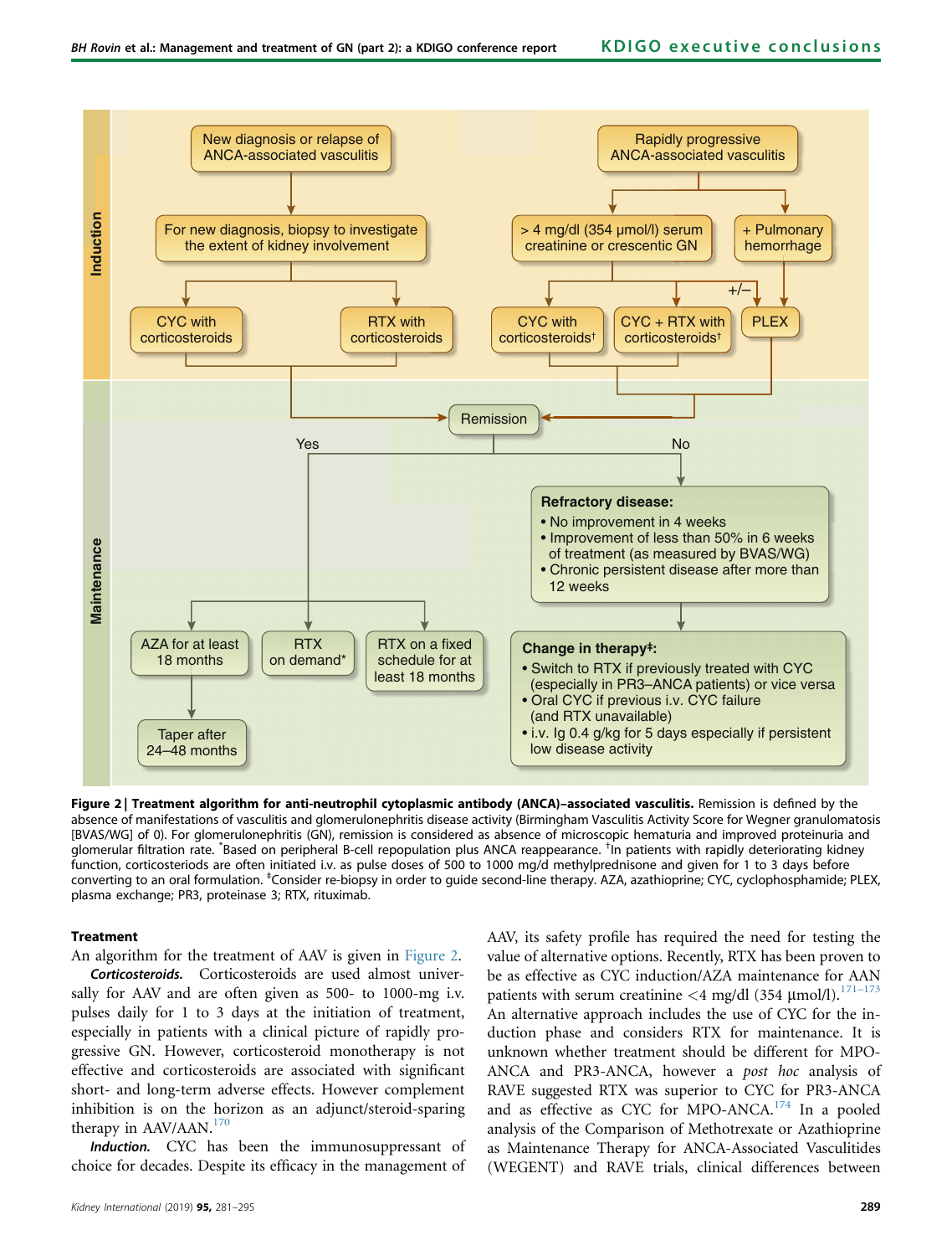**Induction**

- New diagnosis or relapse of ANCA-associated vasculitis
  - For new diagnosis, biopsy to investigate the extent of kidney involvement
    - CYC with corticosteroids
    - RTX with corticosteroids
- Rapidly progressive ANCA-associated vasculitis
  - > 4 mg/dl (354 μmol/l) serum creatinine or crescentic GN
    - CYC with corticosteroids†
    - CYC + RTX with corticosteroids†
    - +/− PLEX
  - + Pulmonary hemorrhage
    - PLEX

**Maintenance**

- Remission
  - Yes
    - AZA for at least 18 months → Taper after 24–48 months
    - RTX on demand*
    - RTX on a fixed schedule for at least 18 months
  - No
    - **Refractory disease:**
      - No improvement in 4 weeks
      - Improvement of less than 50% in 6 weeks of treatment (as measured by BVAS/WG)
      - Chronic persistent disease after more than 12 weeks
    - **Change in therapy‡:**
      - Switch to RTX if previously treated with CYC (especially in PR3–ANCA patients) or vice versa
      - Oral CYC if previous i.v. CYC failure (and RTX unavailable)
      - i.v. Ig 0.4 g/kg for 5 days especially if persistent low disease activity

**Figure 2 | Treatment algorithm for anti-neutrophil cytoplasmic antibody (ANCA)–associated vasculitis.** Remission is defined by the absence of manifestations of vasculitis and glomerulonephritis disease activity (Birmingham Vasculitis Activity Score for Wegner granulomatosis [BVAS/WG] of 0). For glomerulonephritis (GN), remission is considered as absence of microscopic hematuria and improved proteinuria and glomerular filtration rate. *Based on peripheral B-cell repopulation plus ANCA reappearance. †In patients with rapidly deteriorating kidney function, corticosteriods are often initiated i.v. as pulse doses of 500 to 1000 mg/d methylprednisone and given for 1 to 3 days before converting to an oral formulation. ‡Consider re-biopsy in order to guide second-line therapy. AZA, azathioprine; CYC, cyclophosphamide; PLEX, plasma exchange; PR3, proteinase 3; RTX, rituximab.

### Treatment

An algorithm for the treatment of AAV is given in Figure 2.

***Corticosteroids.*** Corticosteroids are used almost universally for AAV and are often given as 500- to 1000-mg i.v. pulses daily for 1 to 3 days at the initiation of treatment, especially in patients with a clinical picture of rapidly progressive GN. However, corticosteroid monotherapy is not effective and corticosteroids are associated with significant short- and long-term adverse effects. However complement inhibition is on the horizon as an adjunct/steroid-sparing therapy in AAV/AAN.[170]

***Induction.*** CYC has been the immunosuppressant of choice for decades. Despite its efficacy in the management of AAV, its safety profile has required the need for testing the value of alternative options. Recently, RTX has been proven to be as effective as CYC induction/AZA maintenance for AAN patients with serum creatinine <4 mg/dl (354 μmol/l).[171–173] An alternative approach includes the use of CYC for the induction phase and considers RTX for maintenance. It is unknown whether treatment should be different for MPO-ANCA and PR3-ANCA, however a *post hoc* analysis of RAVE suggested RTX was superior to CYC for PR3-ANCA and as effective as CYC for MPO-ANCA.[174] In a pooled analysis of the Comparison of Methotrexate or Azathioprine as Maintenance Therapy for ANCA-Associated Vasculitides (WEGENT) and RAVE trials, clinical differences between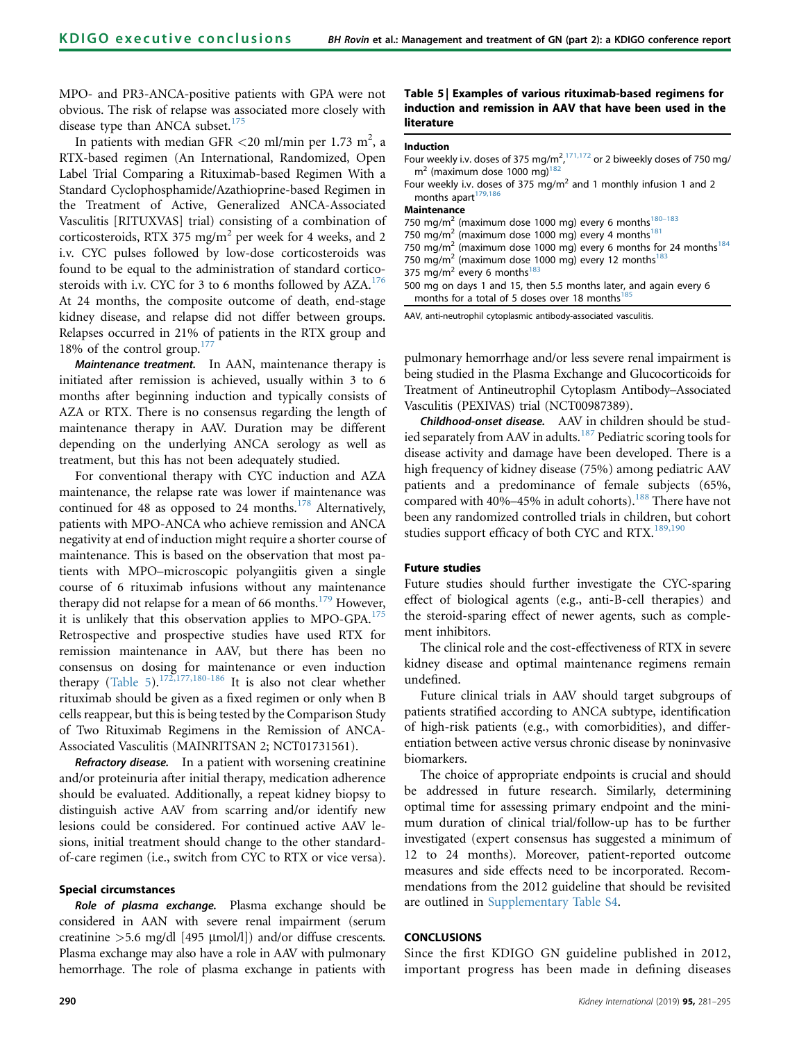MPO- and PR3-ANCA-positive patients with GPA were not obvious. The risk of relapse was associated more closely with disease type than ANCA subset.[175]

In patients with median GFR <20 ml/min per 1.73 m$^2$, a RTX-based regimen (An International, Randomized, Open Label Trial Comparing a Rituximab-based Regimen With a Standard Cyclophosphamide/Azathioprine-based Regimen in the Treatment of Active, Generalized ANCA-Associated Vasculitis [RITUXVAS] trial) consisting of a combination of corticosteroids, RTX 375 mg/m$^2$ per week for 4 weeks, and 2 i.v. CYC pulses followed by low-dose corticosteroids was found to be equal to the administration of standard corticosteroids with i.v. CYC for 3 to 6 months followed by AZA.[176] At 24 months, the composite outcome of death, end-stage kidney disease, and relapse did not differ between groups. Relapses occurred in 21% of patients in the RTX group and 18% of the control group.[177]

***Maintenance treatment.*** In AAN, maintenance therapy is initiated after remission is achieved, usually within 3 to 6 months after beginning induction and typically consists of AZA or RTX. There is no consensus regarding the length of maintenance therapy in AAV. Duration may be different depending on the underlying ANCA serology as well as treatment, but this has not been adequately studied.

For conventional therapy with CYC induction and AZA maintenance, the relapse rate was lower if maintenance was continued for 48 as opposed to 24 months.[178] Alternatively, patients with MPO-ANCA who achieve remission and ANCA negativity at end of induction might require a shorter course of maintenance. This is based on the observation that most patients with MPO–microscopic polyangiitis given a single course of 6 rituximab infusions without any maintenance therapy did not relapse for a mean of 66 months.[179] However, it is unlikely that this observation applies to MPO-GPA.[175] Retrospective and prospective studies have used RTX for remission maintenance in AAV, but there has been no consensus on dosing for maintenance or even induction therapy (Table 5).[172,177,180-186] It is also not clear whether rituximab should be given as a fixed regimen or only when B cells reappear, but this is being tested by the Comparison Study of Two Rituximab Regimens in the Remission of ANCA-Associated Vasculitis (MAINRITSAN 2; NCT01731561).

***Refractory disease.*** In a patient with worsening creatinine and/or proteinuria after initial therapy, medication adherence should be evaluated. Additionally, a repeat kidney biopsy to distinguish active AAV from scarring and/or identify new lesions could be considered. For continued active AAV lesions, initial treatment should change to the other standard-of-care regimen (i.e., switch from CYC to RTX or vice versa).

**Table 5 | Examples of various rituximab-based regimens for induction and remission in AAV that have been used in the literature**

| |
|---|
| **Induction** |
| Four weekly i.v. doses of 375 mg/m$^2$,[171,172] or 2 biweekly doses of 750 mg/m$^2$ (maximum dose 1000 mg)[182] |
| Four weekly i.v. doses of 375 mg/m$^2$ and 1 monthly infusion 1 and 2 months apart[179,186] |
| **Maintenance** |
| 750 mg/m$^2$ (maximum dose 1000 mg) every 6 months[180–183] |
| 750 mg/m$^2$ (maximum dose 1000 mg) every 4 months[181] |
| 750 mg/m$^2$ (maximum dose 1000 mg) every 6 months for 24 months[184] |
| 750 mg/m$^2$ (maximum dose 1000 mg) every 12 months[183] |
| 375 mg/m$^2$ every 6 months[183] |
| 500 mg on days 1 and 15, then 5.5 months later, and again every 6 months for a total of 5 doses over 18 months[185] |

AAV, anti-neutrophil cytoplasmic antibody-associated vasculitis.

### Special circumstances

***Role of plasma exchange.*** Plasma exchange should be considered in AAN with severe renal impairment (serum creatinine >5.6 mg/dl [495 μmol/l]) and/or diffuse crescents. Plasma exchange may also have a role in AAV with pulmonary hemorrhage. The role of plasma exchange in patients with pulmonary hemorrhage and/or less severe renal impairment is being studied in the Plasma Exchange and Glucocorticoids for Treatment of Antineutrophil Cytoplasm Antibody–Associated Vasculitis (PEXIVAS) trial (NCT00987389).

***Childhood-onset disease.*** AAV in children should be studied separately from AAV in adults.[187] Pediatric scoring tools for disease activity and damage have been developed. There is a high frequency of kidney disease (75%) among pediatric AAV patients and a predominance of female subjects (65%, compared with 40%–45% in adult cohorts).[188] There have not been any randomized controlled trials in children, but cohort studies support efficacy of both CYC and RTX.[189,190]

### Future studies

Future studies should further investigate the CYC-sparing effect of biological agents (e.g., anti-B-cell therapies) and the steroid-sparing effect of newer agents, such as complement inhibitors.

The clinical role and the cost-effectiveness of RTX in severe kidney disease and optimal maintenance regimens remain undefined.

Future clinical trials in AAV should target subgroups of patients stratified according to ANCA subtype, identification of high-risk patients (e.g., with comorbidities), and differentiation between active versus chronic disease by noninvasive biomarkers.

The choice of appropriate endpoints is crucial and should be addressed in future research. Similarly, determining optimal time for assessing primary endpoint and the minimum duration of clinical trial/follow-up has to be further investigated (expert consensus has suggested a minimum of 12 to 24 months). Moreover, patient-reported outcome measures and side effects need to be incorporated. Recommendations from the 2012 guideline that should be revisited are outlined in Supplementary Table S4.

## CONCLUSIONS

Since the first KDIGO GN guideline published in 2012, important progress has been made in defining diseases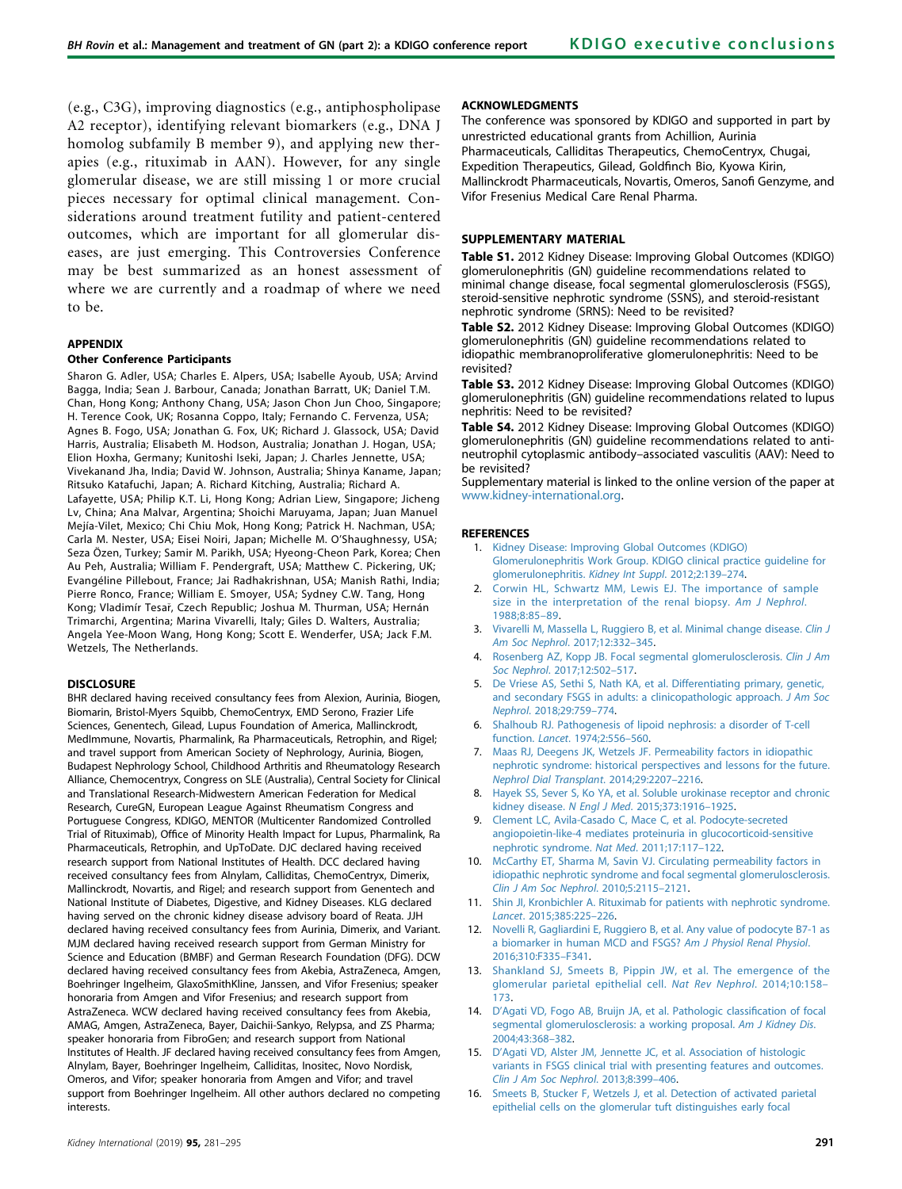(e.g., C3G), improving diagnostics (e.g., antiphospholipase A2 receptor), identifying relevant biomarkers (e.g., DNA J homolog subfamily B member 9), and applying new therapies (e.g., rituximab in AAN). However, for any single glomerular disease, we are still missing 1 or more crucial pieces necessary for optimal clinical management. Considerations around treatment futility and patient-centered outcomes, which are important for all glomerular diseases, are just emerging. This Controversies Conference may be best summarized as an honest assessment of where we are currently and a roadmap of where we need to be.

## APPENDIX

### Other Conference Participants

Sharon G. Adler, USA; Charles E. Alpers, USA; Isabelle Ayoub, USA; Arvind Bagga, India; Sean J. Barbour, Canada; Jonathan Barratt, UK; Daniel T.M. Chan, Hong Kong; Anthony Chang, USA; Jason Chon Jun Choo, Singapore; H. Terence Cook, UK; Rosanna Coppo, Italy; Fernando C. Fervenza, USA; Agnes B. Fogo, USA; Jonathan G. Fox, UK; Richard J. Glassock, USA; David Harris, Australia; Elisabeth M. Hodson, Australia; Jonathan J. Hogan, USA; Elion Hoxha, Germany; Kunitoshi Iseki, Japan; J. Charles Jennette, USA; Vivekanand Jha, India; David W. Johnson, Australia; Shinya Kaname, Japan; Ritsuko Katafuchi, Japan; A. Richard Kitching, Australia; Richard A. Lafayette, USA; Philip K.T. Li, Hong Kong; Adrian Liew, Singapore; Jicheng Lv, China; Ana Malvar, Argentina; Shoichi Maruyama, Japan; Juan Manuel Mejía-Vilet, Mexico; Chi Chiu Mok, Hong Kong; Patrick H. Nachman, USA; Carla M. Nester, USA; Eisei Noiri, Japan; Michelle M. O'Shaughnessy, USA; Seza Özen, Turkey; Samir M. Parikh, USA; Hyeong-Cheon Park, Korea; Chen Au Peh, Australia; William F. Pendergraft, USA; Matthew C. Pickering, UK; Evangéline Pillebout, France; Jai Radhakrishnan, USA; Manish Rathi, India; Pierre Ronco, France; William E. Smoyer, USA; Sydney C.W. Tang, Hong Kong; Vladimír Tesař, Czech Republic; Joshua M. Thurman, USA; Hernán Trimarchi, Argentina; Marina Vivarelli, Italy; Giles D. Walters, Australia; Angela Yee-Moon Wang, Hong Kong; Scott E. Wenderfer, USA; Jack F.M. Wetzels, The Netherlands.

## DISCLOSURE

BHR declared having received consultancy fees from Alexion, Aurinia, Biogen, Biomarin, Bristol-Myers Squibb, ChemoCentryx, EMD Serono, Frazier Life Sciences, Genentech, Gilead, Lupus Foundation of America, Mallinckrodt, MedImmune, Novartis, Pharmalink, Ra Pharmaceuticals, Retrophin, and Rigel; and travel support from American Society of Nephrology, Aurinia, Biogen, Budapest Nephrology School, Childhood Arthritis and Rheumatology Research Alliance, Chemocentryx, Congress on SLE (Australia), Central Society for Clinical and Translational Research-Midwestern American Federation for Medical Research, CureGN, European League Against Rheumatism Congress and Portuguese Congress, KDIGO, MENTOR (Multicenter Randomized Controlled Trial of Rituximab), Office of Minority Health Impact for Lupus, Pharmalink, Ra Pharmaceuticals, Retrophin, and UpToDate. DJC declared having received research support from National Institutes of Health. DCC declared having received consultancy fees from Alnylam, Calliditas, ChemoCentryx, Dimerix, Mallinckrodt, Novartis, and Rigel; and research support from Genentech and National Institute of Diabetes, Digestive, and Kidney Diseases. KLG declared having served on the chronic kidney disease advisory board of Reata. JJH declared having received consultancy fees from Aurinia, Dimerix, and Variant. MJM declared having received research support from German Ministry for Science and Education (BMBF) and German Research Foundation (DFG). DCW declared having received consultancy fees from Akebia, AstraZeneca, Amgen, Boehringer Ingelheim, GlaxoSmithKline, Janssen, and Vifor Fresenius; speaker honoraria from Amgen and Vifor Fresenius; and research support from AstraZeneca. WCW declared having received consultancy fees from Akebia, AMAG, Amgen, AstraZeneca, Bayer, Daichii-Sankyo, Relypsa, and ZS Pharma; speaker honoraria from FibroGen; and research support from National Institutes of Health. JF declared having received consultancy fees from Amgen, Alnylam, Bayer, Boehringer Ingelheim, Calliditas, Inositec, Novo Nordisk, Omeros, and Vifor; speaker honoraria from Amgen and Vifor; and travel support from Boehringer Ingelheim. All other authors declared no competing interests.

## ACKNOWLEDGMENTS

The conference was sponsored by KDIGO and supported in part by unrestricted educational grants from Achillion, Aurinia Pharmaceuticals, Calliditas Therapeutics, ChemoCentryx, Chugai, Expedition Therapeutics, Gilead, Goldfinch Bio, Kyowa Kirin, Mallinckrodt Pharmaceuticals, Novartis, Omeros, Sanofi Genzyme, and Vifor Fresenius Medical Care Renal Pharma.

## SUPPLEMENTARY MATERIAL

**Table S1.** 2012 Kidney Disease: Improving Global Outcomes (KDIGO) glomerulonephritis (GN) guideline recommendations related to minimal change disease, focal segmental glomerulosclerosis (FSGS), steroid-sensitive nephrotic syndrome (SSNS), and steroid-resistant nephrotic syndrome (SRNS): Need to be revisited?

**Table S2.** 2012 Kidney Disease: Improving Global Outcomes (KDIGO) glomerulonephritis (GN) guideline recommendations related to idiopathic membranoproliferative glomerulonephritis: Need to be revisited?

**Table S3.** 2012 Kidney Disease: Improving Global Outcomes (KDIGO) glomerulonephritis (GN) guideline recommendations related to lupus nephritis: Need to be revisited?

**Table S4.** 2012 Kidney Disease: Improving Global Outcomes (KDIGO) glomerulonephritis (GN) guideline recommendations related to anti-neutrophil cytoplasmic antibody–associated vasculitis (AAV): Need to be revisited?

Supplementary material is linked to the online version of the paper at www.kidney-international.org.

## REFERENCES

1. Kidney Disease: Improving Global Outcomes (KDIGO) Glomerulonephritis Work Group. KDIGO clinical practice guideline for glomerulonephritis. *Kidney Int Suppl*. 2012;2:139–274.
2. Corwin HL, Schwartz MM, Lewis EJ. The importance of sample size in the interpretation of the renal biopsy. *Am J Nephrol*. 1988;8:85–89.
3. Vivarelli M, Massella L, Ruggiero B, et al. Minimal change disease. *Clin J Am Soc Nephrol*. 2017;12:332–345.
4. Rosenberg AZ, Kopp JB. Focal segmental glomerulosclerosis. *Clin J Am Soc Nephrol*. 2017;12:502–517.
5. De Vriese AS, Sethi S, Nath KA, et al. Differentiating primary, genetic, and secondary FSGS in adults: a clinicopathologic approach. *J Am Soc Nephrol*. 2018;29:759–774.
6. Shalhoub RJ. Pathogenesis of lipoid nephrosis: a disorder of T-cell function. *Lancet*. 1974;2:556–560.
7. Maas RJ, Deegens JK, Wetzels JF. Permeability factors in idiopathic nephrotic syndrome: historical perspectives and lessons for the future. *Nephrol Dial Transplant*. 2014;29:2207–2216.
8. Hayek SS, Sever S, Ko YA, et al. Soluble urokinase receptor and chronic kidney disease. *N Engl J Med*. 2015;373:1916–1925.
9. Clement LC, Avila-Casado C, Mace C, et al. Podocyte-secreted angiopoietin-like-4 mediates proteinuria in glucocorticoid-sensitive nephrotic syndrome. *Nat Med*. 2011;17:117–122.
10. McCarthy ET, Sharma M, Savin VJ. Circulating permeability factors in idiopathic nephrotic syndrome and focal segmental glomerulosclerosis. *Clin J Am Soc Nephrol*. 2010;5:2115–2121.
11. Shin JI, Kronbichler A. Rituximab for patients with nephrotic syndrome. *Lancet*. 2015;385:225–226.
12. Novelli R, Gagliardini E, Ruggiero B, et al. Any value of podocyte B7-1 as a biomarker in human MCD and FSGS? *Am J Physiol Renal Physiol*. 2016;310:F335–F341.
13. Shankland SJ, Smeets B, Pippin JW, et al. The emergence of the glomerular parietal epithelial cell. *Nat Rev Nephrol*. 2014;10:158–173.
14. D'Agati VD, Fogo AB, Bruijn JA, et al. Pathologic classification of focal segmental glomerulosclerosis: a working proposal. *Am J Kidney Dis*. 2004;43:368–382.
15. D'Agati VD, Alster JM, Jennette JC, et al. Association of histologic variants in FSGS clinical trial with presenting features and outcomes. *Clin J Am Soc Nephrol*. 2013;8:399–406.
16. Smeets B, Stucker F, Wetzels J, et al. Detection of activated parietal epithelial cells on the glomerular tuft distinguishes early focal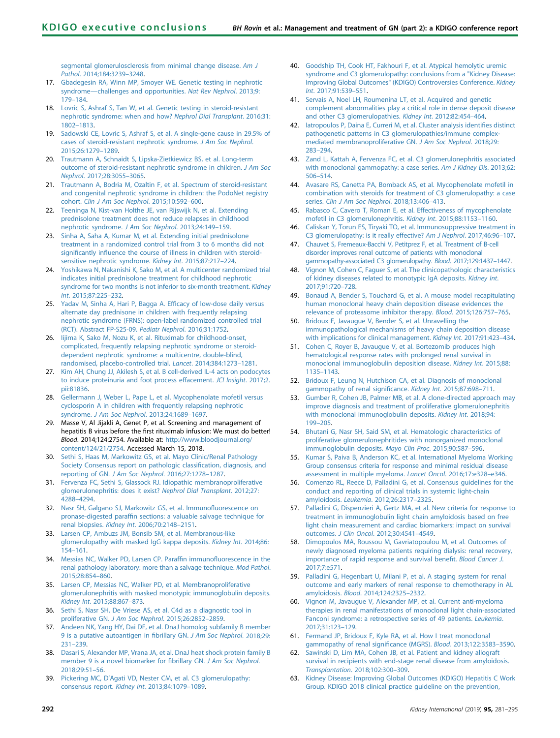segmental glomerulosclerosis from minimal change disease. *Am J Pathol*. 2014;184:3239–3248.

17. Gbadegesin RA, Winn MP, Smoyer WE. Genetic testing in nephrotic syndrome—challenges and opportunities. *Nat Rev Nephrol*. 2013;9: 179–184.
18. Lovric S, Ashraf S, Tan W, et al. Genetic testing in steroid-resistant nephrotic syndrome: when and how? *Nephrol Dial Transplant*. 2016;31: 1802–1813.
19. Sadowski CE, Lovric S, Ashraf S, et al. A single-gene cause in 29.5% of cases of steroid-resistant nephrotic syndrome. *J Am Soc Nephrol*. 2015;26:1279–1289.
20. Trautmann A, Schnaidt S, Lipska-Zietkiewicz BS, et al. Long-term outcome of steroid-resistant nephrotic syndrome in children. *J Am Soc Nephrol*. 2017;28:3055–3065.
21. Trautmann A, Bodria M, Ozaltin F, et al. Spectrum of steroid-resistant and congenital nephrotic syndrome in children: the PodoNet registry cohort. *Clin J Am Soc Nephrol*. 2015;10:592–600.
22. Teeninga N, Kist-van Holthe JE, van Rijswijk N, et al. Extending prednisolone treatment does not reduce relapses in childhood nephrotic syndrome. *J Am Soc Nephrol*. 2013;24:149–159.
23. Sinha A, Saha A, Kumar M, et al. Extending initial prednisolone treatment in a randomized control trial from 3 to 6 months did not significantly influence the course of illness in children with steroid-sensitive nephrotic syndrome. *Kidney Int*. 2015;87:217–224.
24. Yoshikawa N, Nakanishi K, Sako M, et al. A multicenter randomized trial indicates initial prednisolone treatment for childhood nephrotic syndrome for two months is not inferior to six-month treatment. *Kidney Int*. 2015;87:225–232.
25. Yadav M, Sinha A, Hari P, Bagga A. Efficacy of low-dose daily versus alternate day prednisone in children with frequently relapsing nephrotic syndrome (FRNS): open-label randomized controlled trial (RCT). Abstract FP-S25-09. *Pediatr Nephrol*. 2016;31:1752.
26. Iijima K, Sako M, Nozu K, et al. Rituximab for childhood-onset, complicated, frequently relapsing nephrotic syndrome or steroid-dependent nephrotic syndrome: a multicentre, double-blind, randomised, placebo-controlled trial. *Lancet*. 2014;384:1273–1281.
27. Kim AH, Chung JJ, Akilesh S, et al. B cell-derived IL-4 acts on podocytes to induce proteinuria and foot process effacement. *JCI Insight*. 2017;2. pii:81836.
28. Gellermann J, Weber L, Pape L, et al. Mycophenolate mofetil versus cyclosporin A in children with frequently relapsing nephrotic syndrome. *J Am Soc Nephrol*. 2013;24:1689–1697.
29. Masse V, Al Jijakli A, Genet P, et al. Screening and management of hepatitis B virus before the first rituximab infusion: We must do better! *Blood*. 2014;124:2754. Available at: http://www.bloodjournal.org/content/124/21/2754. Accessed March 15, 2018.
30. Sethi S, Haas M, Markowitz GS, et al. Mayo Clinic/Renal Pathology Society Consensus report on pathologic classification, diagnosis, and reporting of GN. *J Am Soc Nephrol*. 2016;27:1278–1287.
31. Fervenza FC, Sethi S, Glassock RJ. Idiopathic membranoproliferative glomerulonephritis: does it exist? *Nephrol Dial Transplant*. 2012;27: 4288–4294.
32. Nasr SH, Galgano SJ, Markowitz GS, et al. Immunofluorescence on pronase-digested paraffin sections: a valuable salvage technique for renal biopsies. *Kidney Int*. 2006;70:2148–2151.
33. Larsen CP, Ambuzs JM, Bonsib SM, et al. Membranous-like glomerulopathy with masked IgG kappa deposits. *Kidney Int*. 2014;86: 154–161.
34. Messias NC, Walker PD, Larsen CP. Paraffin immunofluorescence in the renal pathology laboratory: more than a salvage technique. *Mod Pathol*. 2015;28:854–860.
35. Larsen CP, Messias NC, Walker PD, et al. Membranoproliferative glomerulonephritis with masked monotypic immunoglobulin deposits. *Kidney Int*. 2015;88:867–873.
36. Sethi S, Nasr SH, De Vriese AS, et al. C4d as a diagnostic tool in proliferative GN. *J Am Soc Nephrol*. 2015;26:2852–2859.
37. Andeen NK, Yang HY, Dai DF, et al. DnaJ homolog subfamily B member 9 is a putative autoantigen in fibrillary GN. *J Am Soc Nephrol*. 2018;29: 231–239.
38. Dasari S, Alexander MP, Vrana JA, et al. DnaJ heat shock protein family B member 9 is a novel biomarker for fibrillary GN. *J Am Soc Nephrol*. 2018;29:51–56.
39. Pickering MC, D'Agati VD, Nester CM, et al. C3 glomerulopathy: consensus report. *Kidney Int*. 2013;84:1079–1089.
40. Goodship TH, Cook HT, Fakhouri F, et al. Atypical hemolytic uremic syndrome and C3 glomerulopathy: conclusions from a "Kidney Disease: Improving Global Outcomes" (KDIGO) Controversies Conference. *Kidney Int*. 2017;91:539–551.
41. Servais A, Noel LH, Roumenina LT, et al. Acquired and genetic complement abnormalities play a critical role in dense deposit disease and other C3 glomerulopathies. *Kidney Int*. 2012;82:454–464.
42. Iatropoulos P, Daina E, Curreri M, et al. Cluster analysis identifies distinct pathogenetic patterns in C3 glomerulopathies/immune complex-mediated membranoproliferative GN. *J Am Soc Nephrol*. 2018;29: 283–294.
43. Zand L, Kattah A, Fervenza FC, et al. C3 glomerulonephritis associated with monoclonal gammopathy: a case series. *Am J Kidney Dis*. 2013;62: 506–514.
44. Avasare RS, Canetta PA, Bomback AS, et al. Mycophenolate mofetil in combination with steroids for treatment of C3 glomerulopathy: a case series. *Clin J Am Soc Nephrol*. 2018;13:406–413.
45. Rabasco C, Cavero T, Roman E, et al. Effectiveness of mycophenolate mofetil in C3 glomerulonephritis. *Kidney Int*. 2015;88:1153–1160.
46. Caliskan Y, Torun ES, Tiryaki TO, et al. Immunosuppressive treatment in C3 glomerulopathy: is it really effective? *Am J Nephrol*. 2017;46:96–107.
47. Chauvet S, Fremeaux-Bacchi V, Petitprez F, et al. Treatment of B-cell disorder improves renal outcome of patients with monoclonal gammopathy-associated C3 glomerulopathy. *Blood*. 2017;129:1437–1447.
48. Vignon M, Cohen C, Faguer S, et al. The clinicopathologic characteristics of kidney diseases related to monotypic IgA deposits. *Kidney Int*. 2017;91:720–728.
49. Bonaud A, Bender S, Touchard G, et al. A mouse model recapitulating human monoclonal heavy chain deposition disease evidences the relevance of proteasome inhibitor therapy. *Blood*. 2015;126:757–765.
50. Bridoux F, Javaugue V, Bender S, et al. Unravelling the immunopathological mechanisms of heavy chain deposition disease with implications for clinical management. *Kidney Int*. 2017;91:423–434.
51. Cohen C, Royer B, Javaugue V, et al. Bortezomib produces high hematological response rates with prolonged renal survival in monoclonal immunoglobulin deposition disease. *Kidney Int*. 2015;88: 1135–1143.
52. Bridoux F, Leung N, Hutchison CA, et al. Diagnosis of monoclonal gammopathy of renal significance. *Kidney Int*. 2015;87:698–711.
53. Gumber R, Cohen JB, Palmer MB, et al. A clone-directed approach may improve diagnosis and treatment of proliferative glomerulonephritis with monoclonal immunoglobulin deposits. *Kidney Int*. 2018;94: 199–205.
54. Bhutani G, Nasr SH, Said SM, et al. Hematologic characteristics of proliferative glomerulonephritides with nonorganized monoclonal immunoglobulin deposits. *Mayo Clin Proc*. 2015;90:587–596.
55. Kumar S, Paiva B, Anderson KC, et al. International Myeloma Working Group consensus criteria for response and minimal residual disease assessment in multiple myeloma. *Lancet Oncol*. 2016;17:e328–e346.
56. Comenzo RL, Reece D, Palladini G, et al. Consensus guidelines for the conduct and reporting of clinical trials in systemic light-chain amyloidosis. *Leukemia*. 2012;26:2317–2325.
57. Palladini G, Dispenzieri A, Gertz MA, et al. New criteria for response to treatment in immunoglobulin light chain amyloidosis based on free light chain measurement and cardiac biomarkers: impact on survival outcomes. *J Clin Oncol*. 2012;30:4541–4549.
58. Dimopoulos MA, Roussou M, Gavriatopoulou M, et al. Outcomes of newly diagnosed myeloma patients requiring dialysis: renal recovery, importance of rapid response and survival benefit. *Blood Cancer J*. 2017;7:e571.
59. Palladini G, Hegenbart U, Milani P, et al. A staging system for renal outcome and early markers of renal response to chemotherapy in AL amyloidosis. *Blood*. 2014;124:2325–2332.
60. Vignon M, Javaugue V, Alexander MP, et al. Current anti-myeloma therapies in renal manifestations of monoclonal light chain-associated Fanconi syndrome: a retrospective series of 49 patients. *Leukemia*. 2017;31:123–129.
61. Fermand JP, Bridoux F, Kyle RA, et al. How I treat monoclonal gammopathy of renal significance (MGRS). *Blood*. 2013;122:3583–3590.
62. Sawinski D, Lim MA, Cohen JB, et al. Patient and kidney allograft survival in recipients with end-stage renal disease from amyloidosis. *Transplantation*. 2018;102:300–309.
63. Kidney Disease: Improving Global Outcomes (KDIGO) Hepatitis C Work Group. KDIGO 2018 clinical practice guideline on the prevention,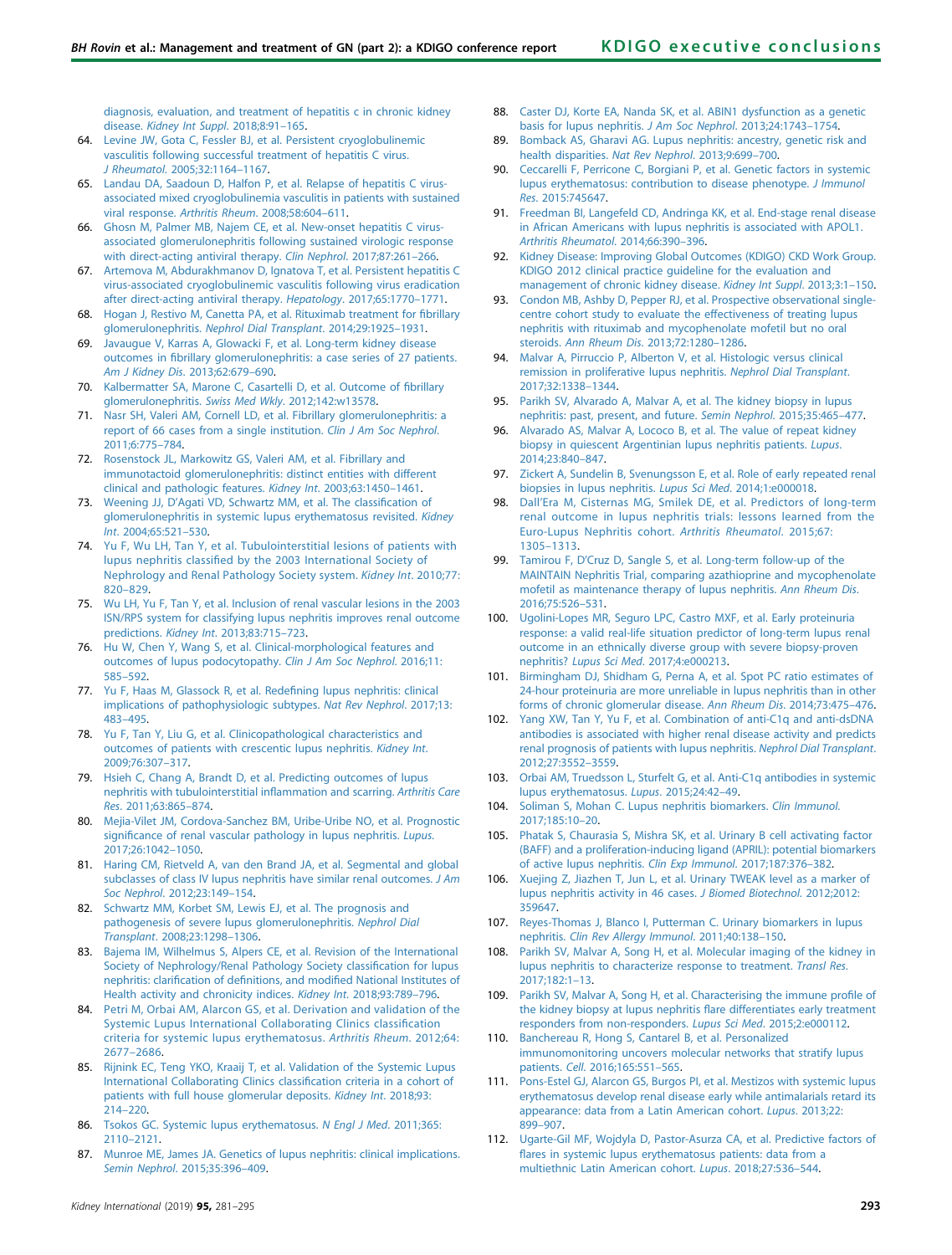diagnosis, evaluation, and treatment of hepatitis c in chronic kidney disease. *Kidney Int Suppl*. 2018;8:91–165.

64. Levine JW, Gota C, Fessler BJ, et al. Persistent cryoglobulinemic vasculitis following successful treatment of hepatitis C virus. *J Rheumatol*. 2005;32:1164–1167.
65. Landau DA, Saadoun D, Halfon P, et al. Relapse of hepatitis C virus-associated mixed cryoglobulinemia vasculitis in patients with sustained viral response. *Arthritis Rheum*. 2008;58:604–611.
66. Ghosn M, Palmer MB, Najem CE, et al. New-onset hepatitis C virus-associated glomerulonephritis following sustained virologic response with direct-acting antiviral therapy. *Clin Nephrol*. 2017;87:261–266.
67. Artemova M, Abdurakhmanov D, Ignatova T, et al. Persistent hepatitis C virus-associated cryoglobulinemic vasculitis following virus eradication after direct-acting antiviral therapy. *Hepatology*. 2017;65:1770–1771.
68. Hogan J, Restivo M, Canetta PA, et al. Rituximab treatment for fibrillary glomerulonephritis. *Nephrol Dial Transplant*. 2014;29:1925–1931.
69. Javaugue V, Karras A, Glowacki F, et al. Long-term kidney disease outcomes in fibrillary glomerulonephritis: a case series of 27 patients. *Am J Kidney Dis*. 2013;62:679–690.
70. Kalbermatter SA, Marone C, Casartelli D, et al. Outcome of fibrillary glomerulonephritis. *Swiss Med Wkly*. 2012;142:w13578.
71. Nasr SH, Valeri AM, Cornell LD, et al. Fibrillary glomerulonephritis: a report of 66 cases from a single institution. *Clin J Am Soc Nephrol*. 2011;6:775–784.
72. Rosenstock JL, Markowitz GS, Valeri AM, et al. Fibrillary and immunotactoid glomerulonephritis: distinct entities with different clinical and pathologic features. *Kidney Int*. 2003;63:1450–1461.
73. Weening JJ, D'Agati VD, Schwartz MM, et al. The classification of glomerulonephritis in systemic lupus erythematosus revisited. *Kidney Int*. 2004;65:521–530.
74. Yu F, Wu LH, Tan Y, et al. Tubulointerstitial lesions of patients with lupus nephritis classified by the 2003 International Society of Nephrology and Renal Pathology Society system. *Kidney Int*. 2010;77:820–829.
75. Wu LH, Yu F, Tan Y, et al. Inclusion of renal vascular lesions in the 2003 ISN/RPS system for classifying lupus nephritis improves renal outcome predictions. *Kidney Int*. 2013;83:715–723.
76. Hu W, Chen Y, Wang S, et al. Clinical-morphological features and outcomes of lupus podocytopathy. *Clin J Am Soc Nephrol*. 2016;11:585–592.
77. Yu F, Haas M, Glassock R, et al. Redefining lupus nephritis: clinical implications of pathophysiologic subtypes. *Nat Rev Nephrol*. 2017;13:483–495.
78. Yu F, Tan Y, Liu G, et al. Clinicopathological characteristics and outcomes of patients with crescentic lupus nephritis. *Kidney Int*. 2009;76:307–317.
79. Hsieh C, Chang A, Brandt D, et al. Predicting outcomes of lupus nephritis with tubulointerstitial inflammation and scarring. *Arthritis Care Res*. 2011;63:865–874.
80. Mejia-Vilet JM, Cordova-Sanchez BM, Uribe-Uribe NO, et al. Prognostic significance of renal vascular pathology in lupus nephritis. *Lupus*. 2017;26:1042–1050.
81. Haring CM, Rietveld A, van den Brand JA, et al. Segmental and global subclasses of class IV lupus nephritis have similar renal outcomes. *J Am Soc Nephrol*. 2012;23:149–154.
82. Schwartz MM, Korbet SM, Lewis EJ, et al. The prognosis and pathogenesis of severe lupus glomerulonephritis. *Nephrol Dial Transplant*. 2008;23:1298–1306.
83. Bajema IM, Wilhelmus S, Alpers CE, et al. Revision of the International Society of Nephrology/Renal Pathology Society classification for lupus nephritis: clarification of definitions, and modified National Institutes of Health activity and chronicity indices. *Kidney Int*. 2018;93:789–796.
84. Petri M, Orbai AM, Alarcon GS, et al. Derivation and validation of the Systemic Lupus International Collaborating Clinics classification criteria for systemic lupus erythematosus. *Arthritis Rheum*. 2012;64:2677–2686.
85. Rijnink EC, Teng YKO, Kraaij T, et al. Validation of the Systemic Lupus International Collaborating Clinics classification criteria in a cohort of patients with full house glomerular deposits. *Kidney Int*. 2018;93:214–220.
86. Tsokos GC. Systemic lupus erythematosus. *N Engl J Med*. 2011;365:2110–2121.
87. Munroe ME, James JA. Genetics of lupus nephritis: clinical implications. *Semin Nephrol*. 2015;35:396–409.
88. Caster DJ, Korte EA, Nanda SK, et al. ABIN1 dysfunction as a genetic basis for lupus nephritis. *J Am Soc Nephrol*. 2013;24:1743–1754.
89. Bomback AS, Gharavi AG. Lupus nephritis: ancestry, genetic risk and health disparities. *Nat Rev Nephrol*. 2013;9:699–700.
90. Ceccarelli F, Perricone C, Borgiani P, et al. Genetic factors in systemic lupus erythematosus: contribution to disease phenotype. *J Immunol Res*. 2015:745647.
91. Freedman BI, Langefeld CD, Andringa KK, et al. End-stage renal disease in African Americans with lupus nephritis is associated with APOL1. *Arthritis Rheumatol*. 2014;66:390–396.
92. Kidney Disease: Improving Global Outcomes (KDIGO) CKD Work Group. KDIGO 2012 clinical practice guideline for the evaluation and management of chronic kidney disease. *Kidney Int Suppl*. 2013;3:1–150.
93. Condon MB, Ashby D, Pepper RJ, et al. Prospective observational single-centre cohort study to evaluate the effectiveness of treating lupus nephritis with rituximab and mycophenolate mofetil but no oral steroids. *Ann Rheum Dis*. 2013;72:1280–1286.
94. Malvar A, Pirruccio P, Alberton V, et al. Histologic versus clinical remission in proliferative lupus nephritis. *Nephrol Dial Transplant*. 2017;32:1338–1344.
95. Parikh SV, Alvarado A, Malvar A, et al. The kidney biopsy in lupus nephritis: past, present, and future. *Semin Nephrol*. 2015;35:465–477.
96. Alvarado AS, Malvar A, Lococo B, et al. The value of repeat kidney biopsy in quiescent Argentinian lupus nephritis patients. *Lupus*. 2014;23:840–847.
97. Zickert A, Sundelin B, Svenungsson E, et al. Role of early repeated renal biopsies in lupus nephritis. *Lupus Sci Med*. 2014;1:e000018.
98. Dall'Era M, Cisternas MG, Smilek DE, et al. Predictors of long-term renal outcome in lupus nephritis trials: lessons learned from the Euro-Lupus Nephritis cohort. *Arthritis Rheumatol*. 2015;67:1305–1313.
99. Tamirou F, D'Cruz D, Sangle S, et al. Long-term follow-up of the MAINTAIN Nephritis Trial, comparing azathioprine and mycophenolate mofetil as maintenance therapy of lupus nephritis. *Ann Rheum Dis*. 2016;75:526–531.
100. Ugolini-Lopes MR, Seguro LPC, Castro MXF, et al. Early proteinuria response: a valid real-life situation predictor of long-term lupus renal outcome in an ethnically diverse group with severe biopsy-proven nephritis? *Lupus Sci Med*. 2017;4:e000213.
101. Birmingham DJ, Shidham G, Perna A, et al. Spot PC ratio estimates of 24-hour proteinuria are more unreliable in lupus nephritis than in other forms of chronic glomerular disease. *Ann Rheum Dis*. 2014;73:475–476.
102. Yang XW, Tan Y, Yu F, et al. Combination of anti-C1q and anti-dsDNA antibodies is associated with higher renal disease activity and predicts renal prognosis of patients with lupus nephritis. *Nephrol Dial Transplant*. 2012;27:3552–3559.
103. Orbai AM, Truedsson L, Sturfelt G, et al. Anti-C1q antibodies in systemic lupus erythematosus. *Lupus*. 2015;24:42–49.
104. Soliman S, Mohan C. Lupus nephritis biomarkers. *Clin Immunol*. 2017;185:10–20.
105. Phatak S, Chaurasia S, Mishra SK, et al. Urinary B cell activating factor (BAFF) and a proliferation-inducing ligand (APRIL): potential biomarkers of active lupus nephritis. *Clin Exp Immunol*. 2017;187:376–382.
106. Xuejing Z, Jiazhen T, Jun L, et al. Urinary TWEAK level as a marker of lupus nephritis activity in 46 cases. *J Biomed Biotechnol*. 2012;2012:359647.
107. Reyes-Thomas J, Blanco I, Putterman C. Urinary biomarkers in lupus nephritis. *Clin Rev Allergy Immunol*. 2011;40:138–150.
108. Parikh SV, Malvar A, Song H, et al. Molecular imaging of the kidney in lupus nephritis to characterize response to treatment. *Transl Res*. 2017;182:1–13.
109. Parikh SV, Malvar A, Song H, et al. Characterising the immune profile of the kidney biopsy at lupus nephritis flare differentiates early treatment responders from non-responders. *Lupus Sci Med*. 2015;2:e000112.
110. Banchereau R, Hong S, Cantarel B, et al. Personalized immunomonitoring uncovers molecular networks that stratify lupus patients. *Cell*. 2016;165:551–565.
111. Pons-Estel GJ, Alarcon GS, Burgos PI, et al. Mestizos with systemic lupus erythematosus develop renal disease early while antimalarials retard its appearance: data from a Latin American cohort. *Lupus*. 2013;22:899–907.
112. Ugarte-Gil MF, Wojdyla D, Pastor-Asurza CA, et al. Predictive factors of flares in systemic lupus erythematosus patients: data from a multiethnic Latin American cohort. *Lupus*. 2018;27:536–544.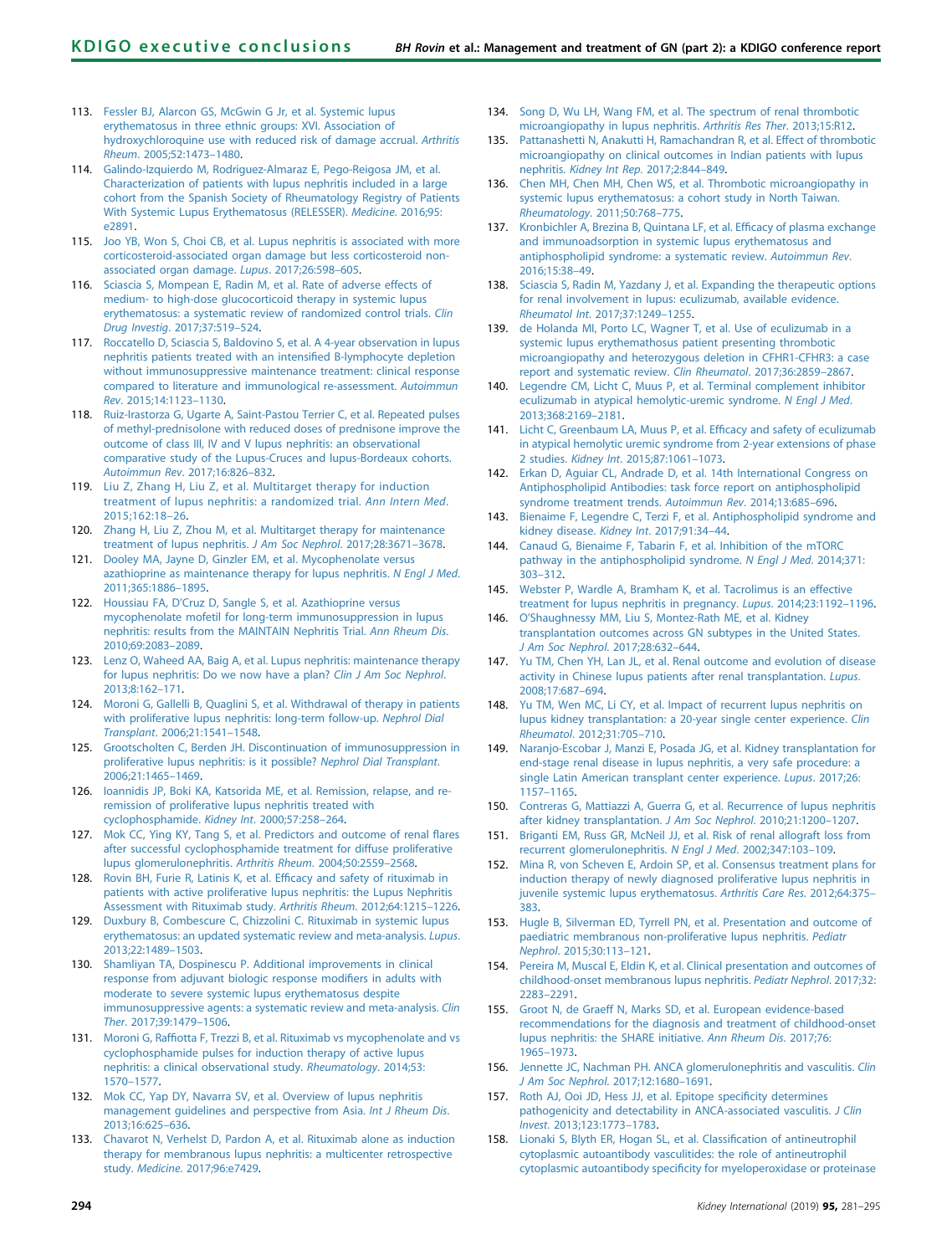113. Fessler BJ, Alarcon GS, McGwin G Jr, et al. Systemic lupus erythematosus in three ethnic groups: XVI. Association of hydroxychloroquine use with reduced risk of damage accrual. *Arthritis Rheum*. 2005;52:1473–1480.
114. Galindo-Izquierdo M, Rodriguez-Almaraz E, Pego-Reigosa JM, et al. Characterization of patients with lupus nephritis included in a large cohort from the Spanish Society of Rheumatology Registry of Patients With Systemic Lupus Erythematosus (RELESSER). *Medicine*. 2016;95: e2891.
115. Joo YB, Won S, Choi CB, et al. Lupus nephritis is associated with more corticosteroid-associated organ damage but less corticosteroid non-associated organ damage. *Lupus*. 2017;26:598–605.
116. Sciascia S, Mompean E, Radin M, et al. Rate of adverse effects of medium- to high-dose glucocorticoid therapy in systemic lupus erythematosus: a systematic review of randomized control trials. *Clin Drug Investig*. 2017;37:519–524.
117. Roccatello D, Sciascia S, Baldovino S, et al. A 4-year observation in lupus nephritis patients treated with an intensified B-lymphocyte depletion without immunosuppressive maintenance treatment: clinical response compared to literature and immunological re-assessment. *Autoimmun Rev*. 2015;14:1123–1130.
118. Ruiz-Irastorza G, Ugarte A, Saint-Pastou Terrier C, et al. Repeated pulses of methyl-prednisolone with reduced doses of prednisone improve the outcome of class III, IV and V lupus nephritis: an observational comparative study of the Lupus-Cruces and lupus-Bordeaux cohorts. *Autoimmun Rev*. 2017;16:826–832.
119. Liu Z, Zhang H, Liu Z, et al. Multitarget therapy for induction treatment of lupus nephritis: a randomized trial. *Ann Intern Med*. 2015;162:18–26.
120. Zhang H, Liu Z, Zhou M, et al. Multitarget therapy for maintenance treatment of lupus nephritis. *J Am Soc Nephrol*. 2017;28:3671–3678.
121. Dooley MA, Jayne D, Ginzler EM, et al. Mycophenolate versus azathioprine as maintenance therapy for lupus nephritis. *N Engl J Med*. 2011;365:1886–1895.
122. Houssiau FA, D'Cruz D, Sangle S, et al. Azathioprine versus mycophenolate mofetil for long-term immunosuppression in lupus nephritis: results from the MAINTAIN Nephritis Trial. *Ann Rheum Dis*. 2010;69:2083–2089.
123. Lenz O, Waheed AA, Baig A, et al. Lupus nephritis: maintenance therapy for lupus nephritis: Do we now have a plan? *Clin J Am Soc Nephrol*. 2013;8:162–171.
124. Moroni G, Gallelli B, Quaglini S, et al. Withdrawal of therapy in patients with proliferative lupus nephritis: long-term follow-up. *Nephrol Dial Transplant*. 2006;21:1541–1548.
125. Grootscholten C, Berden JH. Discontinuation of immunosuppression in proliferative lupus nephritis: is it possible? *Nephrol Dial Transplant*. 2006;21:1465–1469.
126. Ioannidis JP, Boki KA, Katsorida ME, et al. Remission, relapse, and re-remission of proliferative lupus nephritis treated with cyclophosphamide. *Kidney Int*. 2000;57:258–264.
127. Mok CC, Ying KY, Tang S, et al. Predictors and outcome of renal flares after successful cyclophosphamide treatment for diffuse proliferative lupus glomerulonephritis. *Arthritis Rheum*. 2004;50:2559–2568.
128. Rovin BH, Furie R, Latinis K, et al. Efficacy and safety of rituximab in patients with active proliferative lupus nephritis: the Lupus Nephritis Assessment with Rituximab study. *Arthritis Rheum*. 2012;64:1215–1226.
129. Duxbury B, Combescure C, Chizzolini C. Rituximab in systemic lupus erythematosus: an updated systematic review and meta-analysis. *Lupus*. 2013;22:1489–1503.
130. Shamliyan TA, Dospinescu P. Additional improvements in clinical response from adjuvant biologic response modifiers in adults with moderate to severe systemic lupus erythematosus despite immunosuppressive agents: a systematic review and meta-analysis. *Clin Ther*. 2017;39:1479–1506.
131. Moroni G, Raffiotta F, Trezzi B, et al. Rituximab vs mycophenolate and vs cyclophosphamide pulses for induction therapy of active lupus nephritis: a clinical observational study. *Rheumatology*. 2014;53: 1570–1577.
132. Mok CC, Yap DY, Navarra SV, et al. Overview of lupus nephritis management guidelines and perspective from Asia. *Int J Rheum Dis*. 2013;16:625–636.
133. Chavarot N, Verhelst D, Pardon A, et al. Rituximab alone as induction therapy for membranous lupus nephritis: a multicenter retrospective study. *Medicine*. 2017;96:e7429.
134. Song D, Wu LH, Wang FM, et al. The spectrum of renal thrombotic microangiopathy in lupus nephritis. *Arthritis Res Ther*. 2013;15:R12.
135. Pattanashetti N, Anakutti H, Ramachandran R, et al. Effect of thrombotic microangiopathy on clinical outcomes in Indian patients with lupus nephritis. *Kidney Int Rep*. 2017;2:844–849.
136. Chen MH, Chen MH, Chen WS, et al. Thrombotic microangiopathy in systemic lupus erythematosus: a cohort study in North Taiwan. *Rheumatology*. 2011;50:768–775.
137. Kronbichler A, Brezina B, Quintana LF, et al. Efficacy of plasma exchange and immunoadsorption in systemic lupus erythematosus and antiphospholipid syndrome: a systematic review. *Autoimmun Rev*. 2016;15:38–49.
138. Sciascia S, Radin M, Yazdany J, et al. Expanding the therapeutic options for renal involvement in lupus: eculizumab, available evidence. *Rheumatol Int*. 2017;37:1249–1255.
139. de Holanda MI, Porto LC, Wagner T, et al. Use of eculizumab in a systemic lupus erythemathosus patient presenting thrombotic microangiopathy and heterozygous deletion in CFHR1-CFHR3: a case report and systematic review. *Clin Rheumatol*. 2017;36:2859–2867.
140. Legendre CM, Licht C, Muus P, et al. Terminal complement inhibitor eculizumab in atypical hemolytic-uremic syndrome. *N Engl J Med*. 2013;368:2169–2181.
141. Licht C, Greenbaum LA, Muus P, et al. Efficacy and safety of eculizumab in atypical hemolytic uremic syndrome from 2-year extensions of phase 2 studies. *Kidney Int*. 2015;87:1061–1073.
142. Erkan D, Aguiar CL, Andrade D, et al. 14th International Congress on Antiphospholipid Antibodies: task force report on antiphospholipid syndrome treatment trends. *Autoimmun Rev*. 2014;13:685–696.
143. Bienaime F, Legendre C, Terzi F, et al. Antiphospholipid syndrome and kidney disease. *Kidney Int*. 2017;91:34–44.
144. Canaud G, Bienaime F, Tabarin F, et al. Inhibition of the mTORC pathway in the antiphospholipid syndrome. *N Engl J Med*. 2014;371: 303–312.
145. Webster P, Wardle A, Bramham K, et al. Tacrolimus is an effective treatment for lupus nephritis in pregnancy. *Lupus*. 2014;23:1192–1196.
146. O'Shaughnessy MM, Liu S, Montez-Rath ME, et al. Kidney transplantation outcomes across GN subtypes in the United States. *J Am Soc Nephrol*. 2017;28:632–644.
147. Yu TM, Chen YH, Lan JL, et al. Renal outcome and evolution of disease activity in Chinese lupus patients after renal transplantation. *Lupus*. 2008;17:687–694.
148. Yu TM, Wen MC, Li CY, et al. Impact of recurrent lupus nephritis on lupus kidney transplantation: a 20-year single center experience. *Clin Rheumatol*. 2012;31:705–710.
149. Naranjo-Escobar J, Manzi E, Posada JG, et al. Kidney transplantation for end-stage renal disease in lupus nephritis, a very safe procedure: a single Latin American transplant center experience. *Lupus*. 2017;26: 1157–1165.
150. Contreras G, Mattiazzi A, Guerra G, et al. Recurrence of lupus nephritis after kidney transplantation. *J Am Soc Nephrol*. 2010;21:1200–1207.
151. Briganti EM, Russ GR, McNeil JJ, et al. Risk of renal allograft loss from recurrent glomerulonephritis. *N Engl J Med*. 2002;347:103–109.
152. Mina R, von Scheven E, Ardoin SP, et al. Consensus treatment plans for induction therapy of newly diagnosed proliferative lupus nephritis in juvenile systemic lupus erythematosus. *Arthritis Care Res*. 2012;64:375–383.
153. Hugle B, Silverman ED, Tyrrell PN, et al. Presentation and outcome of paediatric membranous non-proliferative lupus nephritis. *Pediatr Nephrol*. 2015;30:113–121.
154. Pereira M, Muscal E, Eldin K, et al. Clinical presentation and outcomes of childhood-onset membranous lupus nephritis. *Pediatr Nephrol*. 2017;32: 2283–2291.
155. Groot N, de Graeff N, Marks SD, et al. European evidence-based recommendations for the diagnosis and treatment of childhood-onset lupus nephritis: the SHARE initiative. *Ann Rheum Dis*. 2017;76: 1965–1973.
156. Jennette JC, Nachman PH. ANCA glomerulonephritis and vasculitis. *Clin J Am Soc Nephrol*. 2017;12:1680–1691.
157. Roth AJ, Ooi JD, Hess JJ, et al. Epitope specificity determines pathogenicity and detectability in ANCA-associated vasculitis. *J Clin Invest*. 2013;123:1773–1783.
158. Lionaki S, Blyth ER, Hogan SL, et al. Classification of antineutrophil cytoplasmic autoantibody vasculitides: the role of antineutrophil cytoplasmic autoantibody specificity for myeloperoxidase or proteinase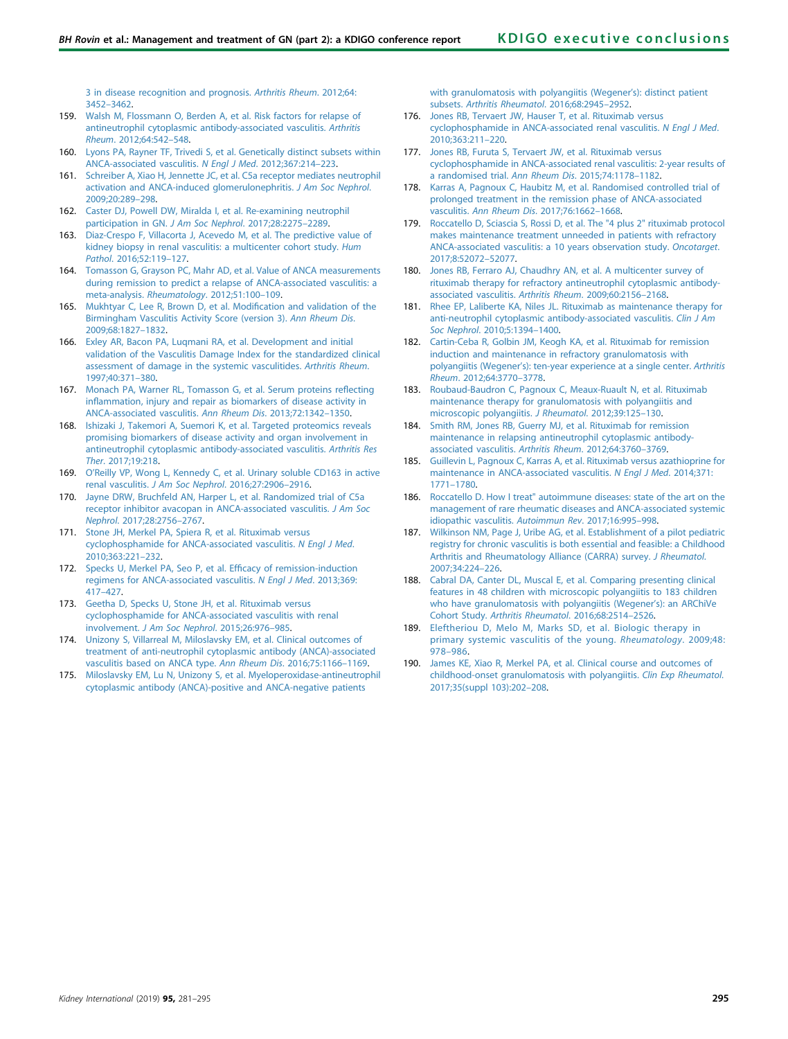3 in disease recognition and prognosis. *Arthritis Rheum*. 2012;64:3452–3462.

159. Walsh M, Flossmann O, Berden A, et al. Risk factors for relapse of antineutrophil cytoplasmic antibody-associated vasculitis. *Arthritis Rheum*. 2012;64:542–548.
160. Lyons PA, Rayner TF, Trivedi S, et al. Genetically distinct subsets within ANCA-associated vasculitis. *N Engl J Med*. 2012;367:214–223.
161. Schreiber A, Xiao H, Jennette JC, et al. C5a receptor mediates neutrophil activation and ANCA-induced glomerulonephritis. *J Am Soc Nephrol*. 2009;20:289–298.
162. Caster DJ, Powell DW, Miralda I, et al. Re-examining neutrophil participation in GN. *J Am Soc Nephrol*. 2017;28:2275–2289.
163. Diaz-Crespo F, Villacorta J, Acevedo M, et al. The predictive value of kidney biopsy in renal vasculitis: a multicenter cohort study. *Hum Pathol*. 2016;52:119–127.
164. Tomasson G, Grayson PC, Mahr AD, et al. Value of ANCA measurements during remission to predict a relapse of ANCA-associated vasculitis: a meta-analysis. *Rheumatology*. 2012;51:100–109.
165. Mukhtyar C, Lee R, Brown D, et al. Modification and validation of the Birmingham Vasculitis Activity Score (version 3). *Ann Rheum Dis*. 2009;68:1827–1832.
166. Exley AR, Bacon PA, Luqmani RA, et al. Development and initial validation of the Vasculitis Damage Index for the standardized clinical assessment of damage in the systemic vasculitides. *Arthritis Rheum*. 1997;40:371–380.
167. Monach PA, Warner RL, Tomasson G, et al. Serum proteins reflecting inflammation, injury and repair as biomarkers of disease activity in ANCA-associated vasculitis. *Ann Rheum Dis*. 2013;72:1342–1350.
168. Ishizaki J, Takemori A, Suemori K, et al. Targeted proteomics reveals promising biomarkers of disease activity and organ involvement in antineutrophil cytoplasmic antibody-associated vasculitis. *Arthritis Res Ther*. 2017;19:218.
169. O'Reilly VP, Wong L, Kennedy C, et al. Urinary soluble CD163 in active renal vasculitis. *J Am Soc Nephrol*. 2016;27:2906–2916.
170. Jayne DRW, Bruchfeld AN, Harper L, et al. Randomized trial of C5a receptor inhibitor avacopan in ANCA-associated vasculitis. *J Am Soc Nephrol*. 2017;28:2756–2767.
171. Stone JH, Merkel PA, Spiera R, et al. Rituximab versus cyclophosphamide for ANCA-associated vasculitis. *N Engl J Med*. 2010;363:221–232.
172. Specks U, Merkel PA, Seo P, et al. Efficacy of remission-induction regimens for ANCA-associated vasculitis. *N Engl J Med*. 2013;369:417–427.
173. Geetha D, Specks U, Stone JH, et al. Rituximab versus cyclophosphamide for ANCA-associated vasculitis with renal involvement. *J Am Soc Nephrol*. 2015;26:976–985.
174. Unizony S, Villarreal M, Miloslavsky EM, et al. Clinical outcomes of treatment of anti-neutrophil cytoplasmic antibody (ANCA)-associated vasculitis based on ANCA type. *Ann Rheum Dis*. 2016;75:1166–1169.
175. Miloslavsky EM, Lu N, Unizony S, et al. Myeloperoxidase-antineutrophil cytoplasmic antibody (ANCA)-positive and ANCA-negative patients with granulomatosis with polyangiitis (Wegener's): distinct patient subsets. *Arthritis Rheumatol*. 2016;68:2945–2952.
176. Jones RB, Tervaert JW, Hauser T, et al. Rituximab versus cyclophosphamide in ANCA-associated renal vasculitis. *N Engl J Med*. 2010;363:211–220.
177. Jones RB, Furuta S, Tervaert JW, et al. Rituximab versus cyclophosphamide in ANCA-associated renal vasculitis: 2-year results of a randomised trial. *Ann Rheum Dis*. 2015;74:1178–1182.
178. Karras A, Pagnoux C, Haubitz M, et al. Randomised controlled trial of prolonged treatment in the remission phase of ANCA-associated vasculitis. *Ann Rheum Dis*. 2017;76:1662–1668.
179. Roccatello D, Sciascia S, Rossi D, et al. The "4 plus 2" rituximab protocol makes maintenance treatment unneeded in patients with refractory ANCA-associated vasculitis: a 10 years observation study. *Oncotarget*. 2017;8:52072–52077.
180. Jones RB, Ferraro AJ, Chaudhry AN, et al. A multicenter survey of rituximab therapy for refractory antineutrophil cytoplasmic antibody-associated vasculitis. *Arthritis Rheum*. 2009;60:2156–2168.
181. Rhee EP, Laliberte KA, Niles JL. Rituximab as maintenance therapy for anti-neutrophil cytoplasmic antibody-associated vasculitis. *Clin J Am Soc Nephrol*. 2010;5:1394–1400.
182. Cartin-Ceba R, Golbin JM, Keogh KA, et al. Rituximab for remission induction and maintenance in refractory granulomatosis with polyangiitis (Wegener's): ten-year experience at a single center. *Arthritis Rheum*. 2012;64:3770–3778.
183. Roubaud-Baudron C, Pagnoux C, Meaux-Ruault N, et al. Rituximab maintenance therapy for granulomatosis with polyangiitis and microscopic polyangiitis. *J Rheumatol*. 2012;39:125–130.
184. Smith RM, Jones RB, Guerry MJ, et al. Rituximab for remission maintenance in relapsing antineutrophil cytoplasmic antibody-associated vasculitis. *Arthritis Rheum*. 2012;64:3760–3769.
185. Guillevin L, Pagnoux C, Karras A, et al. Rituximab versus azathioprine for maintenance in ANCA-associated vasculitis. *N Engl J Med*. 2014;371:1771–1780.
186. Roccatello D. How I treat" autoimmune diseases: state of the art on the management of rare rheumatic diseases and ANCA-associated systemic idiopathic vasculitis. *Autoimmun Rev*. 2017;16:995–998.
187. Wilkinson NM, Page J, Uribe AG, et al. Establishment of a pilot pediatric registry for chronic vasculitis is both essential and feasible: a Childhood Arthritis and Rheumatology Alliance (CARRA) survey. *J Rheumatol*. 2007;34:224–226.
188. Cabral DA, Canter DL, Muscal E, et al. Comparing presenting clinical features in 48 children with microscopic polyangiitis to 183 children who have granulomatosis with polyangiitis (Wegener's): an ARChiVe Cohort Study. *Arthritis Rheumatol*. 2016;68:2514–2526.
189. Eleftheriou D, Melo M, Marks SD, et al. Biologic therapy in primary systemic vasculitis of the young. *Rheumatology*. 2009;48:978–986.
190. James KE, Xiao R, Merkel PA, et al. Clinical course and outcomes of childhood-onset granulomatosis with polyangiitis. *Clin Exp Rheumatol*. 2017;35(suppl 103):202–208.